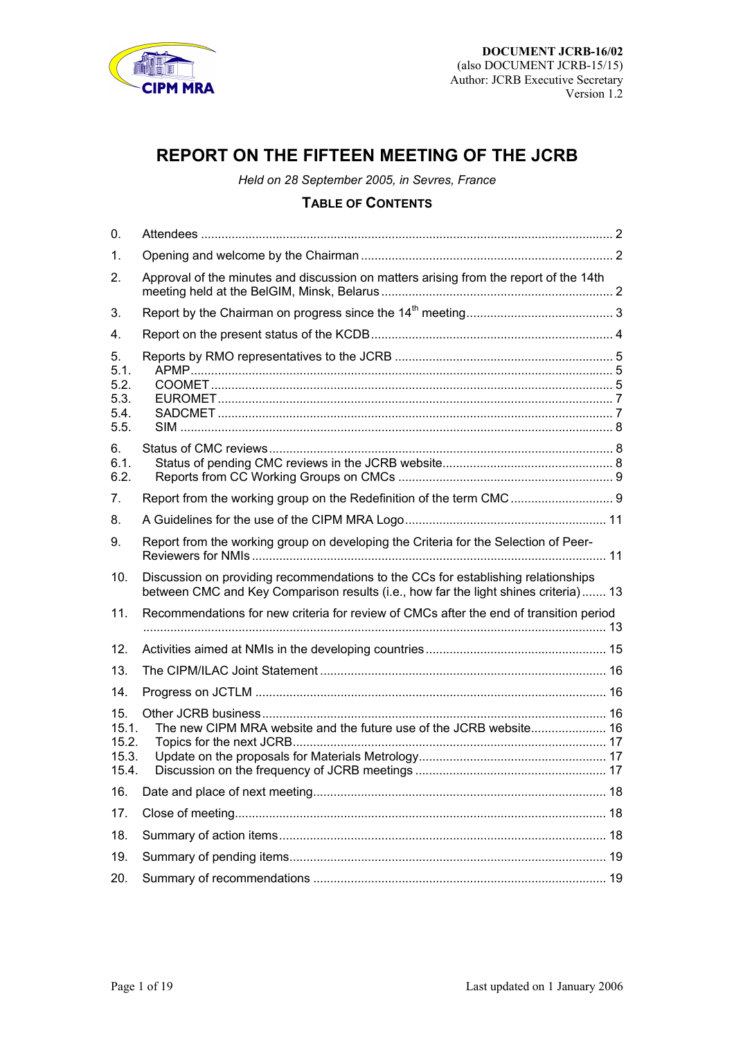**DOCUMENT JCRB-16/02**
(also DOCUMENT JCRB-15/15)
Author: JCRB Executive Secretary
Version 1.2

# REPORT ON THE FIFTEEN MEETING OF THE JCRB

*Held on 28 September 2005, in Sevres, France*

## TABLE OF CONTENTS

| | | |
|---|---|---|
| 0. | Attendees | 2 |
| 1. | Opening and welcome by the Chairman | 2 |
| 2. | Approval of the minutes and discussion on matters arising from the report of the 14th meeting held at the BelGIM, Minsk, Belarus | 2 |
| 3. | Report by the Chairman on progress since the 14th meeting | 3 |
| 4. | Report on the present status of the KCDB | 4 |
| 5. | Reports by RMO representatives to the JCRB | 5 |
| 5.1. | APMP | 5 |
| 5.2. | COOMET | 5 |
| 5.3. | EUROMET | 7 |
| 5.4. | SADCMET | 7 |
| 5.5. | SIM | 8 |
| 6. | Status of CMC reviews | 8 |
| 6.1. | Status of pending CMC reviews in the JCRB website | 8 |
| 6.2. | Reports from CC Working Groups on CMCs | 9 |
| 7. | Report from the working group on the Redefinition of the term CMC | 9 |
| 8. | A Guidelines for the use of the CIPM MRA Logo | 11 |
| 9. | Report from the working group on developing the Criteria for the Selection of Peer-Reviewers for NMIs | 11 |
| 10. | Discussion on providing recommendations to the CCs for establishing relationships between CMC and Key Comparison results (i.e., how far the light shines criteria) | 13 |
| 11. | Recommendations for new criteria for review of CMCs after the end of transition period | 13 |
| 12. | Activities aimed at NMIs in the developing countries | 15 |
| 13. | The CIPM/ILAC Joint Statement | 16 |
| 14. | Progress on JCTLM | 16 |
| 15. | Other JCRB business | 16 |
| 15.1. | The new CIPM MRA website and the future use of the JCRB website | 16 |
| 15.2. | Topics for the next JCRB | 17 |
| 15.3. | Update on the proposals for Materials Metrology | 17 |
| 15.4. | Discussion on the frequency of JCRB meetings | 17 |
| 16. | Date and place of next meeting | 18 |
| 17. | Close of meeting | 18 |
| 18. | Summary of action items | 18 |
| 19. | Summary of pending items | 19 |
| 20. | Summary of recommendations | 19 |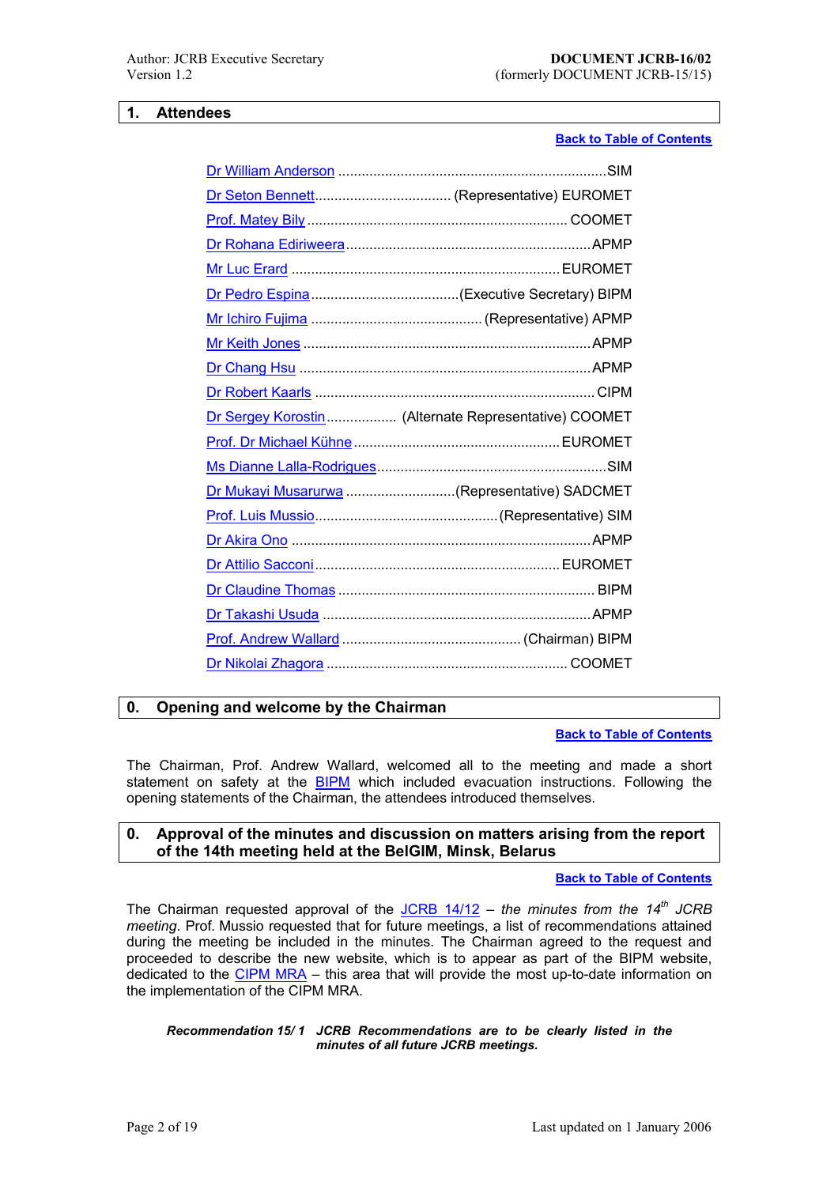## 1. Attendees

Back to Table of Contents

- Dr William Anderson .................................................................... SIM
- Dr Seton Bennett.................................. (Representative) EUROMET
- Prof. Matey Bily ................................................................. COOMET
- Dr Rohana Ediriweera .............................................................. APMP
- Mr Luc Erard .................................................................... EUROMET
- Dr Pedro Espina...................................... (Executive Secretary) BIPM
- Mr Ichiro Fujima ............................................ (Representative) APMP
- Mr Keith Jones ........................................................................ APMP
- Dr Chang Hsu .......................................................................... APMP
- Dr Robert Kaarls ........................................................................ CIPM
- Dr Sergey Korostin.................. (Alternate Representative) COOMET
- Prof. Dr Michael Kühne .................................................... EUROMET
- Ms Dianne Lalla-Rodrigues.......................................................... SIM
- Dr Mukayi Musarurwa ............................ (Representative) SADCMET
- Prof. Luis Mussio................................................ (Representative) SIM
- Dr Akira Ono ........................................................................... APMP
- Dr Attilio Sacconi .............................................................. EUROMET
- Dr Claudine Thomas ................................................................. BIPM
- Dr Takashi Usuda .................................................................... APMP
- Prof. Andrew Wallard ............................................... (Chairman) BIPM
- Dr Nikolai Zhagora ............................................................ COOMET

## 0. Opening and welcome by the Chairman

Back to Table of Contents

The Chairman, Prof. Andrew Wallard, welcomed all to the meeting and made a short statement on safety at the BIPM which included evacuation instructions. Following the opening statements of the Chairman, the attendees introduced themselves.

## 0. Approval of the minutes and discussion on matters arising from the report of the 14th meeting held at the BelGIM, Minsk, Belarus

Back to Table of Contents

The Chairman requested approval of the JCRB 14/12 – *the minutes from the 14th JCRB meeting*. Prof. Mussio requested that for future meetings, a list of recommendations attained during the meeting be included in the minutes. The Chairman agreed to the request and proceeded to describe the new website, which is to appear as part of the BIPM website, dedicated to the CIPM MRA – this area that will provide the most up-to-date information on the implementation of the CIPM MRA.

***Recommendation 15/ 1*** ***JCRB Recommendations are to be clearly listed in the minutes of all future JCRB meetings.***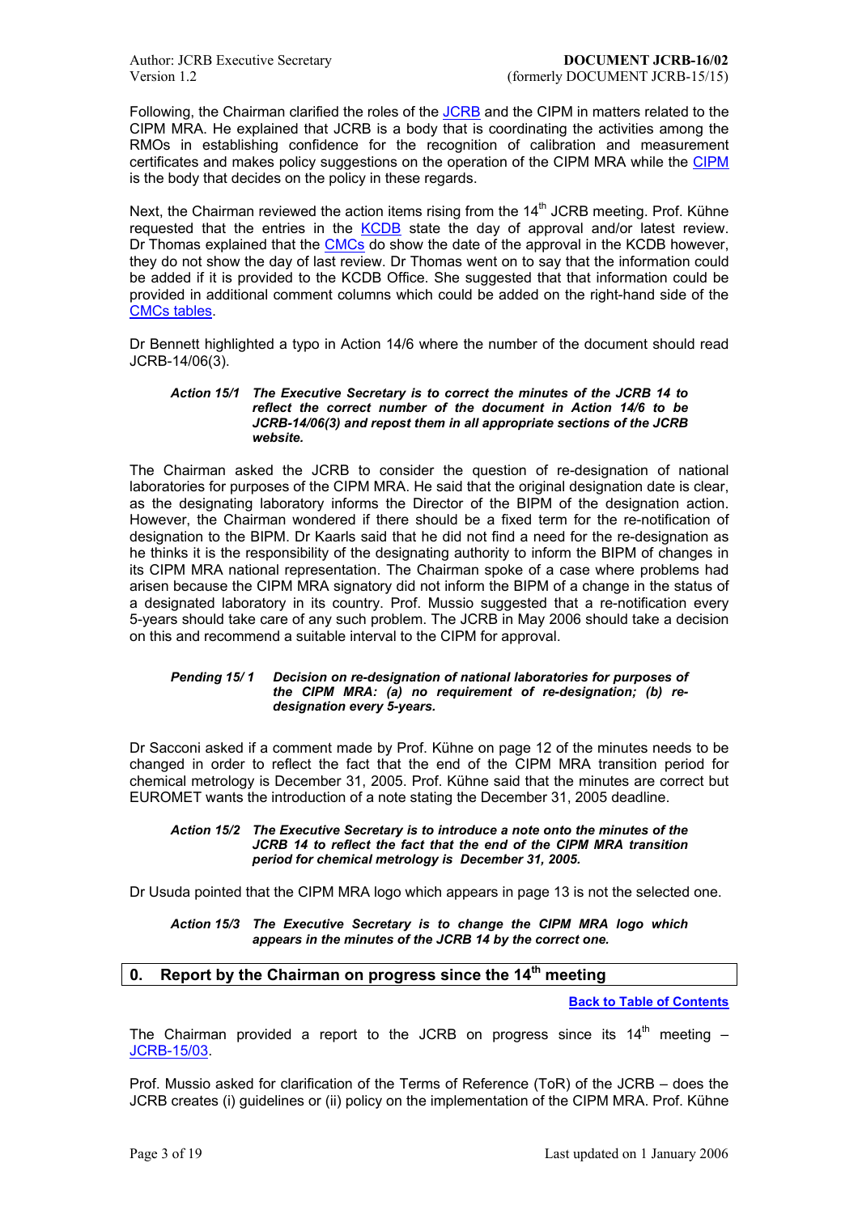Following, the Chairman clarified the roles of the JCRB and the CIPM in matters related to the CIPM MRA. He explained that JCRB is a body that is coordinating the activities among the RMOs in establishing confidence for the recognition of calibration and measurement certificates and makes policy suggestions on the operation of the CIPM MRA while the CIPM is the body that decides on the policy in these regards.

Next, the Chairman reviewed the action items rising from the 14th JCRB meeting. Prof. Kühne requested that the entries in the KCDB state the day of approval and/or latest review. Dr Thomas explained that the CMCs do show the date of the approval in the KCDB however, they do not show the day of last review. Dr Thomas went on to say that the information could be added if it is provided to the KCDB Office. She suggested that that information could be provided in additional comment columns which could be added on the right-hand side of the CMCs tables.

Dr Bennett highlighted a typo in Action 14/6 where the number of the document should read JCRB-14/06(3).

> ***Action 15/1 The Executive Secretary is to correct the minutes of the JCRB 14 to reflect the correct number of the document in Action 14/6 to be JCRB-14/06(3) and repost them in all appropriate sections of the JCRB website.***

The Chairman asked the JCRB to consider the question of re-designation of national laboratories for purposes of the CIPM MRA. He said that the original designation date is clear, as the designating laboratory informs the Director of the BIPM of the designation action. However, the Chairman wondered if there should be a fixed term for the re-notification of designation to the BIPM. Dr Kaarls said that he did not find a need for the re-designation as he thinks it is the responsibility of the designating authority to inform the BIPM of changes in its CIPM MRA national representation. The Chairman spoke of a case where problems had arisen because the CIPM MRA signatory did not inform the BIPM of a change in the status of a designated laboratory in its country. Prof. Mussio suggested that a re-notification every 5-years should take care of any such problem. The JCRB in May 2006 should take a decision on this and recommend a suitable interval to the CIPM for approval.

> ***Pending 15/ 1 Decision on re-designation of national laboratories for purposes of the CIPM MRA: (a) no requirement of re-designation; (b) re-designation every 5-years.***

Dr Sacconi asked if a comment made by Prof. Kühne on page 12 of the minutes needs to be changed in order to reflect the fact that the end of the CIPM MRA transition period for chemical metrology is December 31, 2005. Prof. Kühne said that the minutes are correct but EUROMET wants the introduction of a note stating the December 31, 2005 deadline.

> ***Action 15/2 The Executive Secretary is to introduce a note onto the minutes of the JCRB 14 to reflect the fact that the end of the CIPM MRA transition period for chemical metrology is December 31, 2005.***

Dr Usuda pointed that the CIPM MRA logo which appears in page 13 is not the selected one.

> ***Action 15/3 The Executive Secretary is to change the CIPM MRA logo which appears in the minutes of the JCRB 14 by the correct one.***

## 0. Report by the Chairman on progress since the 14th meeting

**Back to Table of Contents**

The Chairman provided a report to the JCRB on progress since its 14th meeting – JCRB-15/03.

Prof. Mussio asked for clarification of the Terms of Reference (ToR) of the JCRB – does the JCRB creates (i) guidelines or (ii) policy on the implementation of the CIPM MRA. Prof. Kühne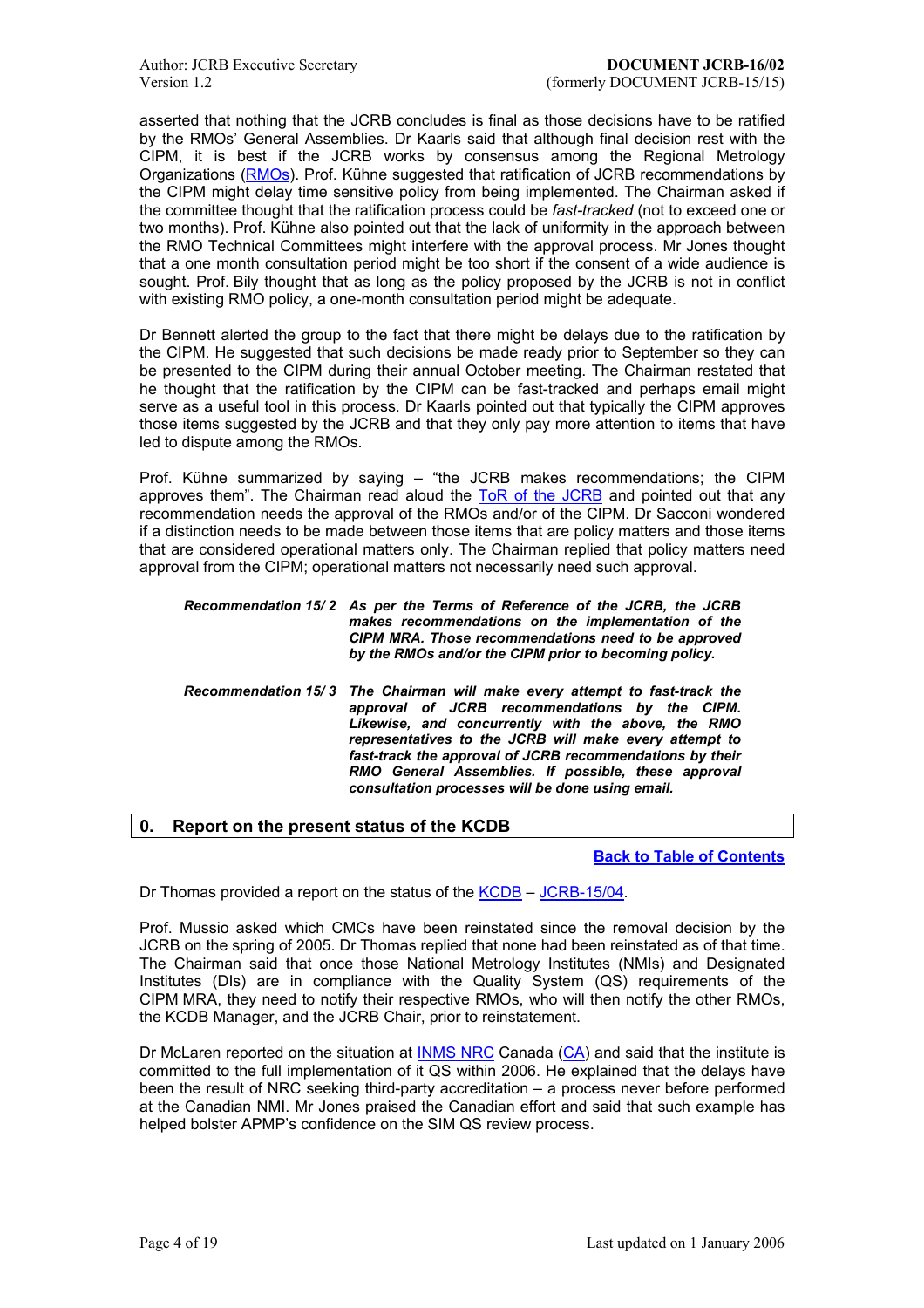asserted that nothing that the JCRB concludes is final as those decisions have to be ratified by the RMOs' General Assemblies. Dr Kaarls said that although final decision rest with the CIPM, it is best if the JCRB works by consensus among the Regional Metrology Organizations (RMOs). Prof. Kühne suggested that ratification of JCRB recommendations by the CIPM might delay time sensitive policy from being implemented. The Chairman asked if the committee thought that the ratification process could be *fast-tracked* (not to exceed one or two months). Prof. Kühne also pointed out that the lack of uniformity in the approach between the RMO Technical Committees might interfere with the approval process. Mr Jones thought that a one month consultation period might be too short if the consent of a wide audience is sought. Prof. Bily thought that as long as the policy proposed by the JCRB is not in conflict with existing RMO policy, a one-month consultation period might be adequate.

Dr Bennett alerted the group to the fact that there might be delays due to the ratification by the CIPM. He suggested that such decisions be made ready prior to September so they can be presented to the CIPM during their annual October meeting. The Chairman restated that he thought that the ratification by the CIPM can be fast-tracked and perhaps email might serve as a useful tool in this process. Dr Kaarls pointed out that typically the CIPM approves those items suggested by the JCRB and that they only pay more attention to items that have led to dispute among the RMOs.

Prof. Kühne summarized by saying – "the JCRB makes recommendations; the CIPM approves them". The Chairman read aloud the ToR of the JCRB and pointed out that any recommendation needs the approval of the RMOs and/or of the CIPM. Dr Sacconi wondered if a distinction needs to be made between those items that are policy matters and those items that are considered operational matters only. The Chairman replied that policy matters need approval from the CIPM; operational matters not necessarily need such approval.

***Recommendation 15/ 2*** ***As per the Terms of Reference of the JCRB, the JCRB makes recommendations on the implementation of the CIPM MRA. Those recommendations need to be approved by the RMOs and/or the CIPM prior to becoming policy.***

***Recommendation 15/ 3*** ***The Chairman will make every attempt to fast-track the approval of JCRB recommendations by the CIPM. Likewise, and concurrently with the above, the RMO representatives to the JCRB will make every attempt to fast-track the approval of JCRB recommendations by their RMO General Assemblies. If possible, these approval consultation processes will be done using email.***

## 0. Report on the present status of the KCDB

**Back to Table of Contents**

Dr Thomas provided a report on the status of the KCDB – JCRB-15/04.

Prof. Mussio asked which CMCs have been reinstated since the removal decision by the JCRB on the spring of 2005. Dr Thomas replied that none had been reinstated as of that time. The Chairman said that once those National Metrology Institutes (NMIs) and Designated Institutes (DIs) are in compliance with the Quality System (QS) requirements of the CIPM MRA, they need to notify their respective RMOs, who will then notify the other RMOs, the KCDB Manager, and the JCRB Chair, prior to reinstatement.

Dr McLaren reported on the situation at INMS NRC Canada (CA) and said that the institute is committed to the full implementation of it QS within 2006. He explained that the delays have been the result of NRC seeking third-party accreditation – a process never before performed at the Canadian NMI. Mr Jones praised the Canadian effort and said that such example has helped bolster APMP's confidence on the SIM QS review process.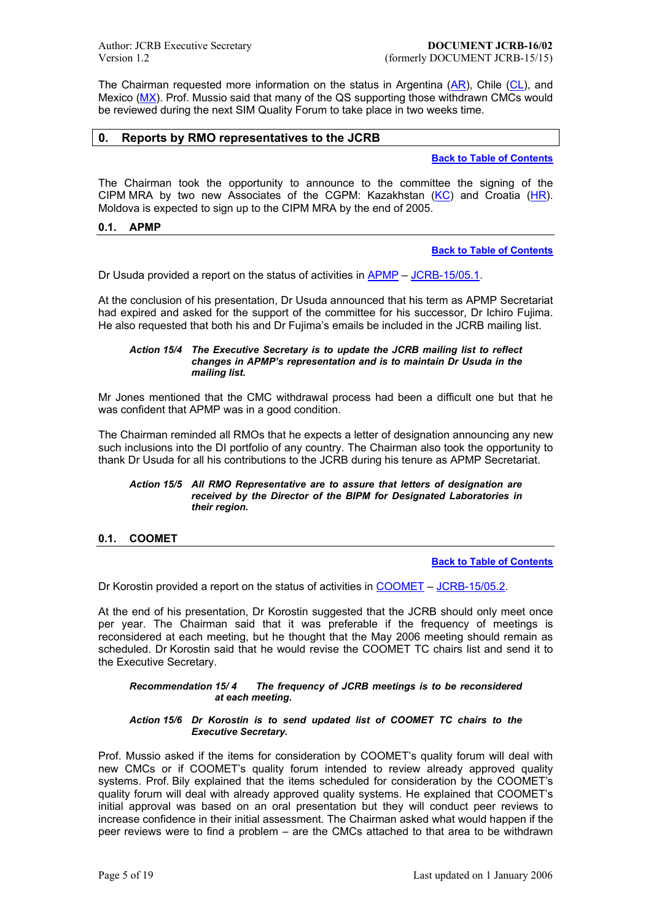The Chairman requested more information on the status in Argentina (AR), Chile (CL), and Mexico (MX). Prof. Mussio said that many of the QS supporting those withdrawn CMCs would be reviewed during the next SIM Quality Forum to take place in two weeks time.

## 0. Reports by RMO representatives to the JCRB

**Back to Table of Contents**

The Chairman took the opportunity to announce to the committee the signing of the CIPM MRA by two new Associates of the CGPM: Kazakhstan (KC) and Croatia (HR). Moldova is expected to sign up to the CIPM MRA by the end of 2005.

### 0.1. APMP

**Back to Table of Contents**

Dr Usuda provided a report on the status of activities in APMP – JCRB-15/05.1.

At the conclusion of his presentation, Dr Usuda announced that his term as APMP Secretariat had expired and asked for the support of the committee for his successor, Dr Ichiro Fujima. He also requested that both his and Dr Fujima's emails be included in the JCRB mailing list.

> ***Action 15/4 The Executive Secretary is to update the JCRB mailing list to reflect changes in APMP's representation and is to maintain Dr Usuda in the mailing list.***

Mr Jones mentioned that the CMC withdrawal process had been a difficult one but that he was confident that APMP was in a good condition.

The Chairman reminded all RMOs that he expects a letter of designation announcing any new such inclusions into the DI portfolio of any country. The Chairman also took the opportunity to thank Dr Usuda for all his contributions to the JCRB during his tenure as APMP Secretariat.

> ***Action 15/5 All RMO Representative are to assure that letters of designation are received by the Director of the BIPM for Designated Laboratories in their region.***

### 0.1. COOMET

**Back to Table of Contents**

Dr Korostin provided a report on the status of activities in COOMET – JCRB-15/05.2.

At the end of his presentation, Dr Korostin suggested that the JCRB should only meet once per year. The Chairman said that it was preferable if the frequency of meetings is reconsidered at each meeting, but he thought that the May 2006 meeting should remain as scheduled. Dr Korostin said that he would revise the COOMET TC chairs list and send it to the Executive Secretary.

> ***Recommendation 15/ 4 The frequency of JCRB meetings is to be reconsidered at each meeting.***

> ***Action 15/6 Dr Korostin is to send updated list of COOMET TC chairs to the Executive Secretary.***

Prof. Mussio asked if the items for consideration by COOMET's quality forum will deal with new CMCs or if COOMET's quality forum intended to review already approved quality systems. Prof. Bily explained that the items scheduled for consideration by the COOMET's quality forum will deal with already approved quality systems. He explained that COOMET's initial approval was based on an oral presentation but they will conduct peer reviews to increase confidence in their initial assessment. The Chairman asked what would happen if the peer reviews were to find a problem – are the CMCs attached to that area to be withdrawn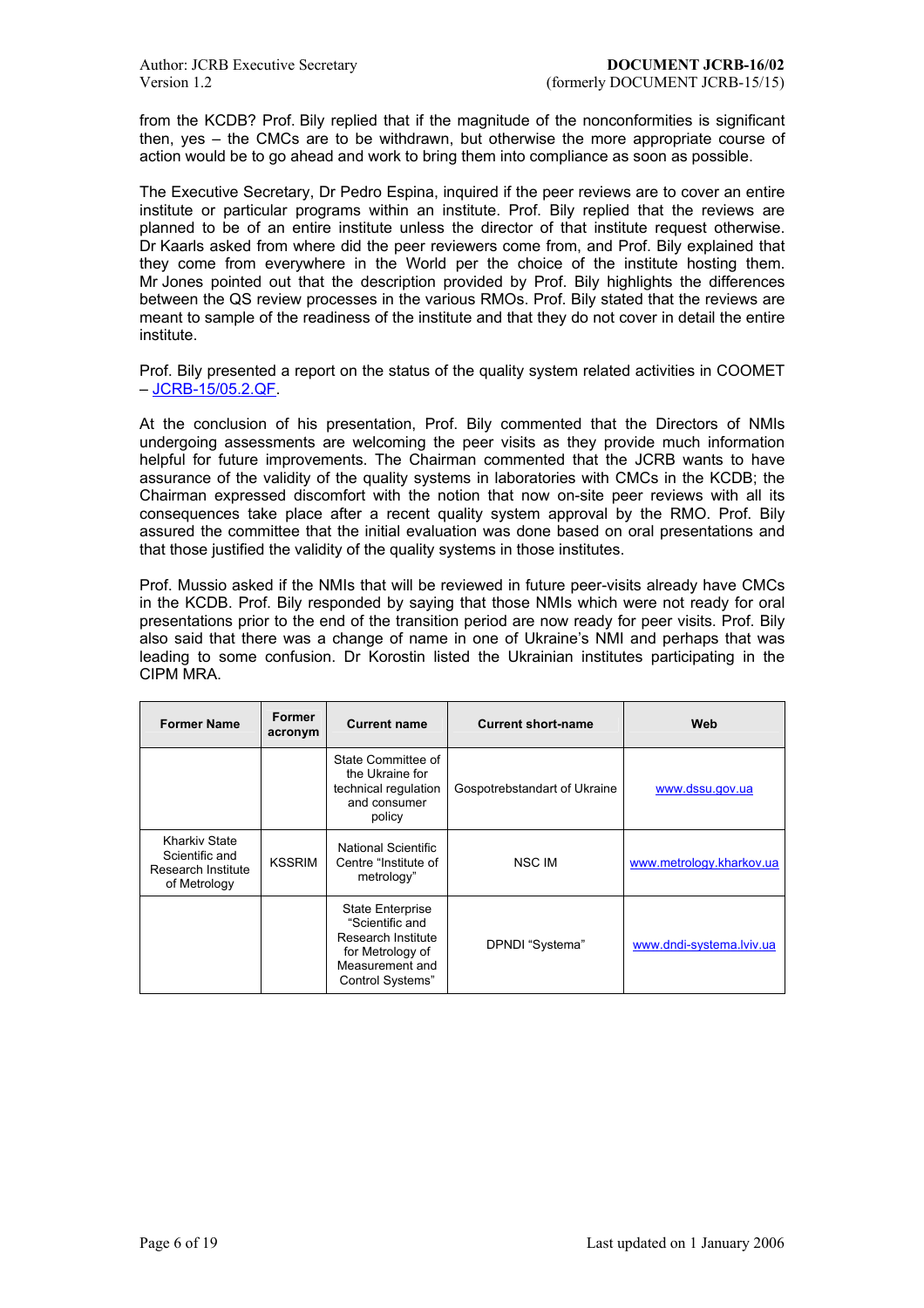from the KCDB? Prof. Bily replied that if the magnitude of the nonconformities is significant then, yes – the CMCs are to be withdrawn, but otherwise the more appropriate course of action would be to go ahead and work to bring them into compliance as soon as possible.

The Executive Secretary, Dr Pedro Espina, inquired if the peer reviews are to cover an entire institute or particular programs within an institute. Prof. Bily replied that the reviews are planned to be of an entire institute unless the director of that institute request otherwise. Dr Kaarls asked from where did the peer reviewers come from, and Prof. Bily explained that they come from everywhere in the World per the choice of the institute hosting them. Mr Jones pointed out that the description provided by Prof. Bily highlights the differences between the QS review processes in the various RMOs. Prof. Bily stated that the reviews are meant to sample of the readiness of the institute and that they do not cover in detail the entire institute.

Prof. Bily presented a report on the status of the quality system related activities in COOMET – JCRB-15/05.2.QF.

At the conclusion of his presentation, Prof. Bily commented that the Directors of NMIs undergoing assessments are welcoming the peer visits as they provide much information helpful for future improvements. The Chairman commented that the JCRB wants to have assurance of the validity of the quality systems in laboratories with CMCs in the KCDB; the Chairman expressed discomfort with the notion that now on-site peer reviews with all its consequences take place after a recent quality system approval by the RMO. Prof. Bily assured the committee that the initial evaluation was done based on oral presentations and that those justified the validity of the quality systems in those institutes.

Prof. Mussio asked if the NMIs that will be reviewed in future peer-visits already have CMCs in the KCDB. Prof. Bily responded by saying that those NMIs which were not ready for oral presentations prior to the end of the transition period are now ready for peer visits. Prof. Bily also said that there was a change of name in one of Ukraine's NMI and perhaps that was leading to some confusion. Dr Korostin listed the Ukrainian institutes participating in the CIPM MRA.

| Former Name | Former acronym | Current name | Current short-name | Web |
|---|---|---|---|---|
| | | State Committee of the Ukraine for technical regulation and consumer policy | Gospotrebstandart of Ukraine | www.dssu.gov.ua |
| Kharkiv State Scientific and Research Institute of Metrology | KSSRIM | National Scientific Centre "Institute of metrology" | NSC IM | www.metrology.kharkov.ua |
| | | State Enterprise "Scientific and Research Institute for Metrology of Measurement and Control Systems" | DPNDI "Systema" | www.dndi-systema.lviv.ua |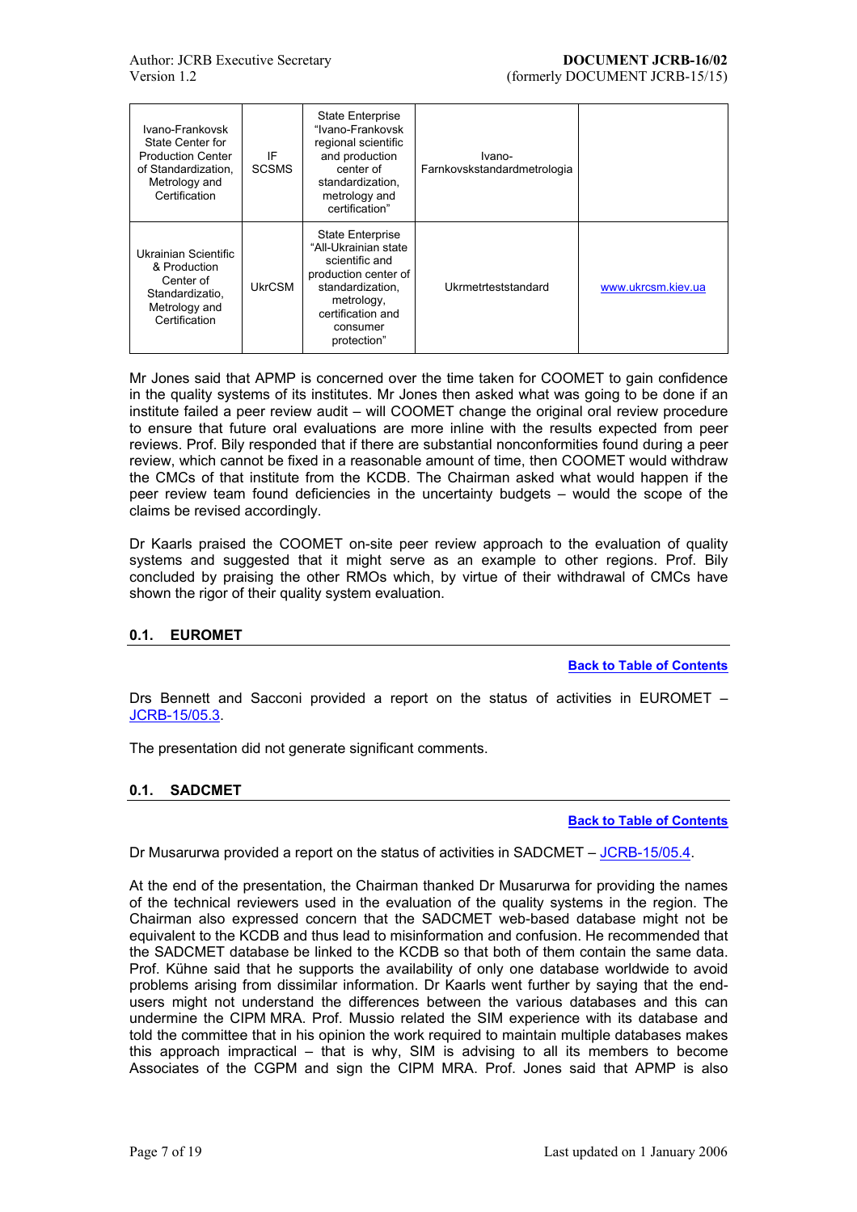| Ivano-Frankovsk State Center for Production Center of Standardization, Metrology and Certification | IF SCSMS | State Enterprise "Ivano-Frankovsk regional scientific and production center of standardization, metrology and certification" | Ivano-Farnkovskstandardmetrologia | |
|---|---|---|---|---|
| Ukrainian Scientific & Production Center of Standardizatio, Metrology and Certification | UkrCSM | State Enterprise "All-Ukrainian state scientific and production center of standardization, metrology, certification and consumer protection" | Ukrmetrteststandard | www.ukrcsm.kiev.ua |

Mr Jones said that APMP is concerned over the time taken for COOMET to gain confidence in the quality systems of its institutes. Mr Jones then asked what was going to be done if an institute failed a peer review audit – will COOMET change the original oral review procedure to ensure that future oral evaluations are more inline with the results expected from peer reviews. Prof. Bily responded that if there are substantial nonconformities found during a peer review, which cannot be fixed in a reasonable amount of time, then COOMET would withdraw the CMCs of that institute from the KCDB. The Chairman asked what would happen if the peer review team found deficiencies in the uncertainty budgets – would the scope of the claims be revised accordingly.

Dr Kaarls praised the COOMET on-site peer review approach to the evaluation of quality systems and suggested that it might serve as an example to other regions. Prof. Bily concluded by praising the other RMOs which, by virtue of their withdrawal of CMCs have shown the rigor of their quality system evaluation.

## 0.1. EUROMET

**Back to Table of Contents**

Drs Bennett and Sacconi provided a report on the status of activities in EUROMET – JCRB-15/05.3.

The presentation did not generate significant comments.

## 0.1. SADCMET

**Back to Table of Contents**

Dr Musarurwa provided a report on the status of activities in SADCMET – JCRB-15/05.4.

At the end of the presentation, the Chairman thanked Dr Musarurwa for providing the names of the technical reviewers used in the evaluation of the quality systems in the region. The Chairman also expressed concern that the SADCMET web-based database might not be equivalent to the KCDB and thus lead to misinformation and confusion. He recommended that the SADCMET database be linked to the KCDB so that both of them contain the same data. Prof. Kühne said that he supports the availability of only one database worldwide to avoid problems arising from dissimilar information. Dr Kaarls went further by saying that the end-users might not understand the differences between the various databases and this can undermine the CIPM MRA. Prof. Mussio related the SIM experience with its database and told the committee that in his opinion the work required to maintain multiple databases makes this approach impractical – that is why, SIM is advising to all its members to become Associates of the CGPM and sign the CIPM MRA. Prof. Jones said that APMP is also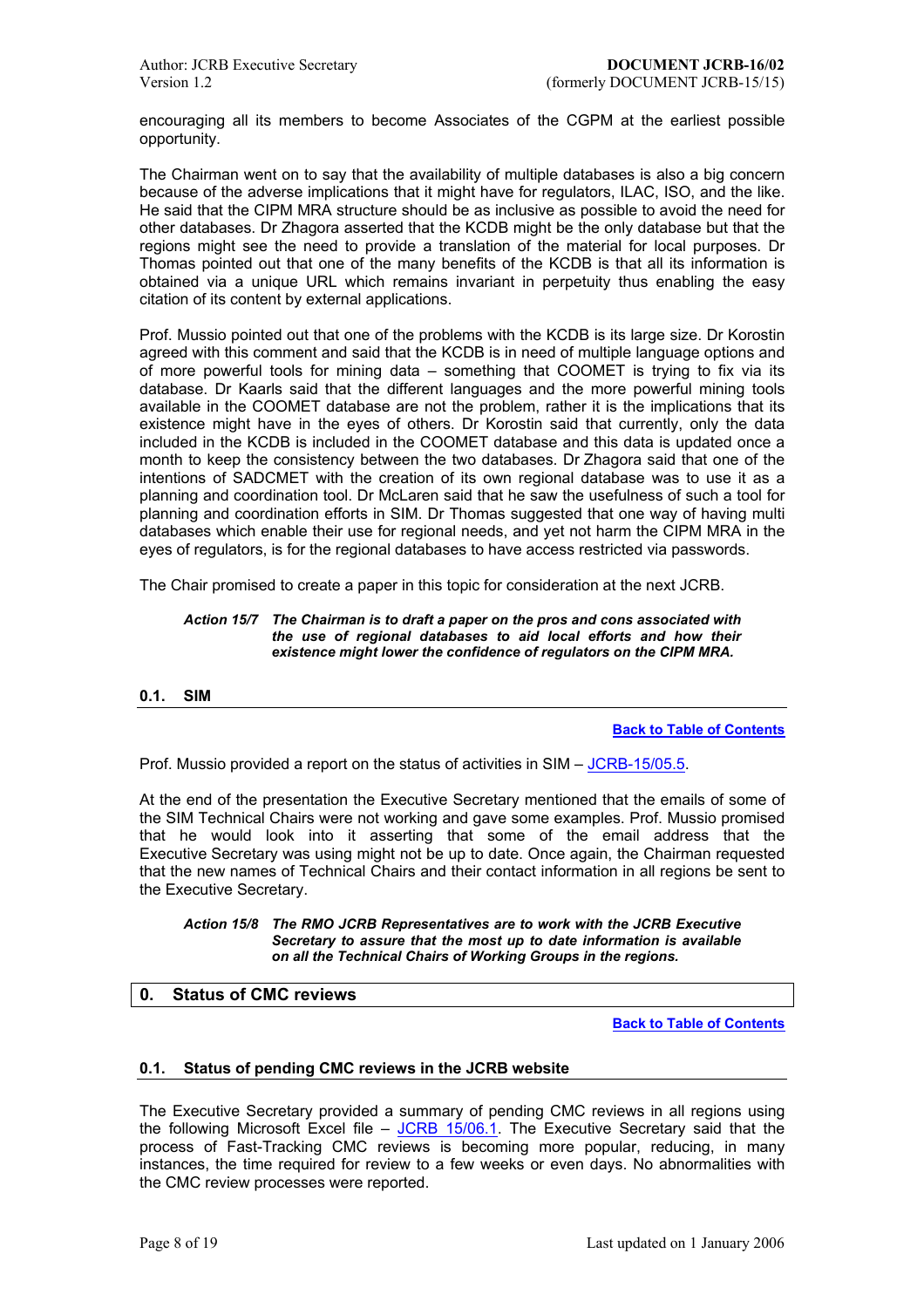encouraging all its members to become Associates of the CGPM at the earliest possible opportunity.

The Chairman went on to say that the availability of multiple databases is also a big concern because of the adverse implications that it might have for regulators, ILAC, ISO, and the like. He said that the CIPM MRA structure should be as inclusive as possible to avoid the need for other databases. Dr Zhagora asserted that the KCDB might be the only database but that the regions might see the need to provide a translation of the material for local purposes. Dr Thomas pointed out that one of the many benefits of the KCDB is that all its information is obtained via a unique URL which remains invariant in perpetuity thus enabling the easy citation of its content by external applications.

Prof. Mussio pointed out that one of the problems with the KCDB is its large size. Dr Korostin agreed with this comment and said that the KCDB is in need of multiple language options and of more powerful tools for mining data – something that COOMET is trying to fix via its database. Dr Kaarls said that the different languages and the more powerful mining tools available in the COOMET database are not the problem, rather it is the implications that its existence might have in the eyes of others. Dr Korostin said that currently, only the data included in the KCDB is included in the COOMET database and this data is updated once a month to keep the consistency between the two databases. Dr Zhagora said that one of the intentions of SADCMET with the creation of its own regional database was to use it as a planning and coordination tool. Dr McLaren said that he saw the usefulness of such a tool for planning and coordination efforts in SIM. Dr Thomas suggested that one way of having multi databases which enable their use for regional needs, and yet not harm the CIPM MRA in the eyes of regulators, is for the regional databases to have access restricted via passwords.

The Chair promised to create a paper in this topic for consideration at the next JCRB.

> ***Action 15/7 The Chairman is to draft a paper on the pros and cons associated with the use of regional databases to aid local efforts and how their existence might lower the confidence of regulators on the CIPM MRA.***

### 0.1. SIM

[Back to Table of Contents]

Prof. Mussio provided a report on the status of activities in SIM – JCRB-15/05.5.

At the end of the presentation the Executive Secretary mentioned that the emails of some of the SIM Technical Chairs were not working and gave some examples. Prof. Mussio promised that he would look into it asserting that some of the email address that the Executive Secretary was using might not be up to date. Once again, the Chairman requested that the new names of Technical Chairs and their contact information in all regions be sent to the Executive Secretary.

> ***Action 15/8 The RMO JCRB Representatives are to work with the JCRB Executive Secretary to assure that the most up to date information is available on all the Technical Chairs of Working Groups in the regions.***

## 0. Status of CMC reviews

[Back to Table of Contents]

### 0.1. Status of pending CMC reviews in the JCRB website

The Executive Secretary provided a summary of pending CMC reviews in all regions using the following Microsoft Excel file – JCRB 15/06.1. The Executive Secretary said that the process of Fast-Tracking CMC reviews is becoming more popular, reducing, in many instances, the time required for review to a few weeks or even days. No abnormalities with the CMC review processes were reported.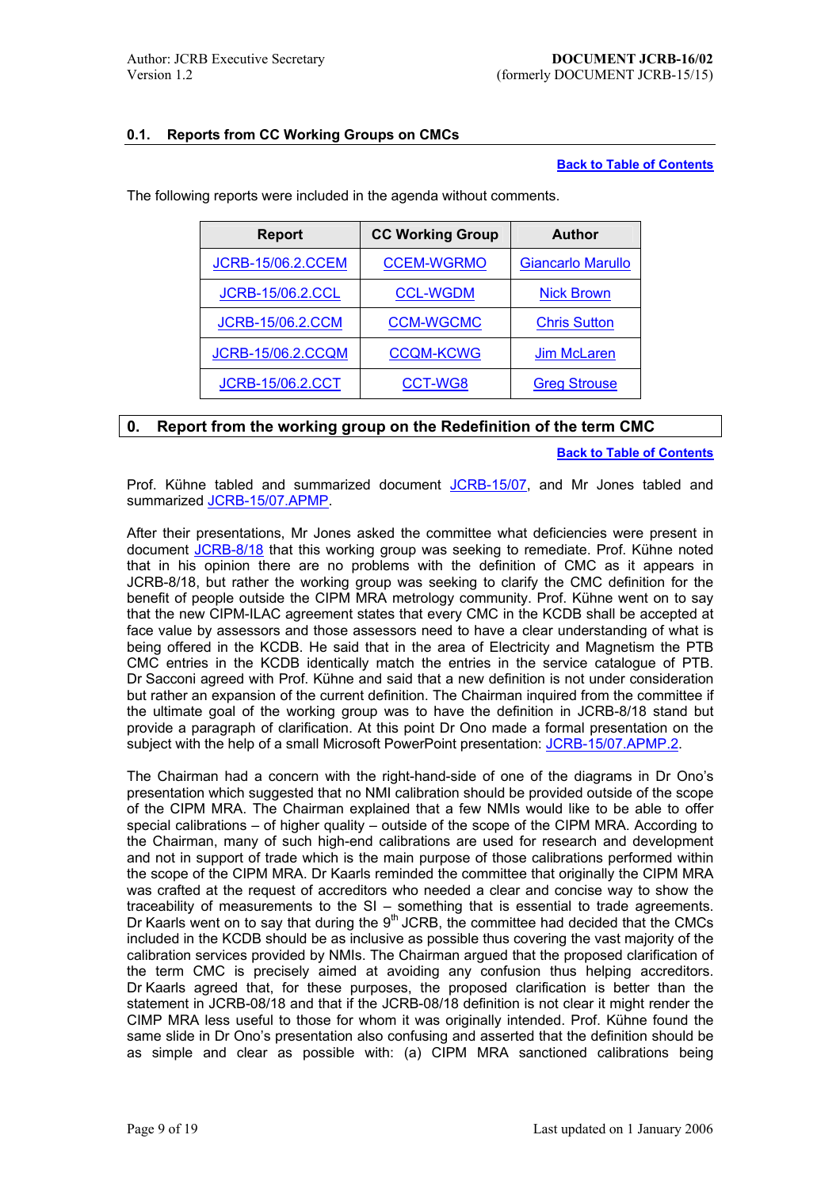## 0.1. Reports from CC Working Groups on CMCs

**Back to Table of Contents**

The following reports were included in the agenda without comments.

| Report | CC Working Group | Author |
|---|---|---|
| JCRB-15/06.2.CCEM | CCEM-WGRMO | Giancarlo Marullo |
| JCRB-15/06.2.CCL | CCL-WGDM | Nick Brown |
| JCRB-15/06.2.CCM | CCM-WGCMC | Chris Sutton |
| JCRB-15/06.2.CCQM | CCQM-KCWG | Jim McLaren |
| JCRB-15/06.2.CCT | CCT-WG8 | Greg Strouse |

## 0. Report from the working group on the Redefinition of the term CMC

**Back to Table of Contents**

Prof. Kühne tabled and summarized document JCRB-15/07, and Mr Jones tabled and summarized JCRB-15/07.APMP.

After their presentations, Mr Jones asked the committee what deficiencies were present in document JCRB-8/18 that this working group was seeking to remediate. Prof. Kühne noted that in his opinion there are no problems with the definition of CMC as it appears in JCRB-8/18, but rather the working group was seeking to clarify the CMC definition for the benefit of people outside the CIPM MRA metrology community. Prof. Kühne went on to say that the new CIPM-ILAC agreement states that every CMC in the KCDB shall be accepted at face value by assessors and those assessors need to have a clear understanding of what is being offered in the KCDB. He said that in the area of Electricity and Magnetism the PTB CMC entries in the KCDB identically match the entries in the service catalogue of PTB. Dr Sacconi agreed with Prof. Kühne and said that a new definition is not under consideration but rather an expansion of the current definition. The Chairman inquired from the committee if the ultimate goal of the working group was to have the definition in JCRB-8/18 stand but provide a paragraph of clarification. At this point Dr Ono made a formal presentation on the subject with the help of a small Microsoft PowerPoint presentation: JCRB-15/07.APMP.2.

The Chairman had a concern with the right-hand-side of one of the diagrams in Dr Ono's presentation which suggested that no NMI calibration should be provided outside of the scope of the CIPM MRA. The Chairman explained that a few NMIs would like to be able to offer special calibrations – of higher quality – outside of the scope of the CIPM MRA. According to the Chairman, many of such high-end calibrations are used for research and development and not in support of trade which is the main purpose of those calibrations performed within the scope of the CIPM MRA. Dr Kaarls reminded the committee that originally the CIPM MRA was crafted at the request of accreditors who needed a clear and concise way to show the traceability of measurements to the SI – something that is essential to trade agreements. Dr Kaarls went on to say that during the 9th JCRB, the committee had decided that the CMCs included in the KCDB should be as inclusive as possible thus covering the vast majority of the calibration services provided by NMIs. The Chairman argued that the proposed clarification of the term CMC is precisely aimed at avoiding any confusion thus helping accreditors. Dr Kaarls agreed that, for these purposes, the proposed clarification is better than the statement in JCRB-08/18 and that if the JCRB-08/18 definition is not clear it might render the CIMP MRA less useful to those for whom it was originally intended. Prof. Kühne found the same slide in Dr Ono's presentation also confusing and asserted that the definition should be as simple and clear as possible with: (a) CIPM MRA sanctioned calibrations being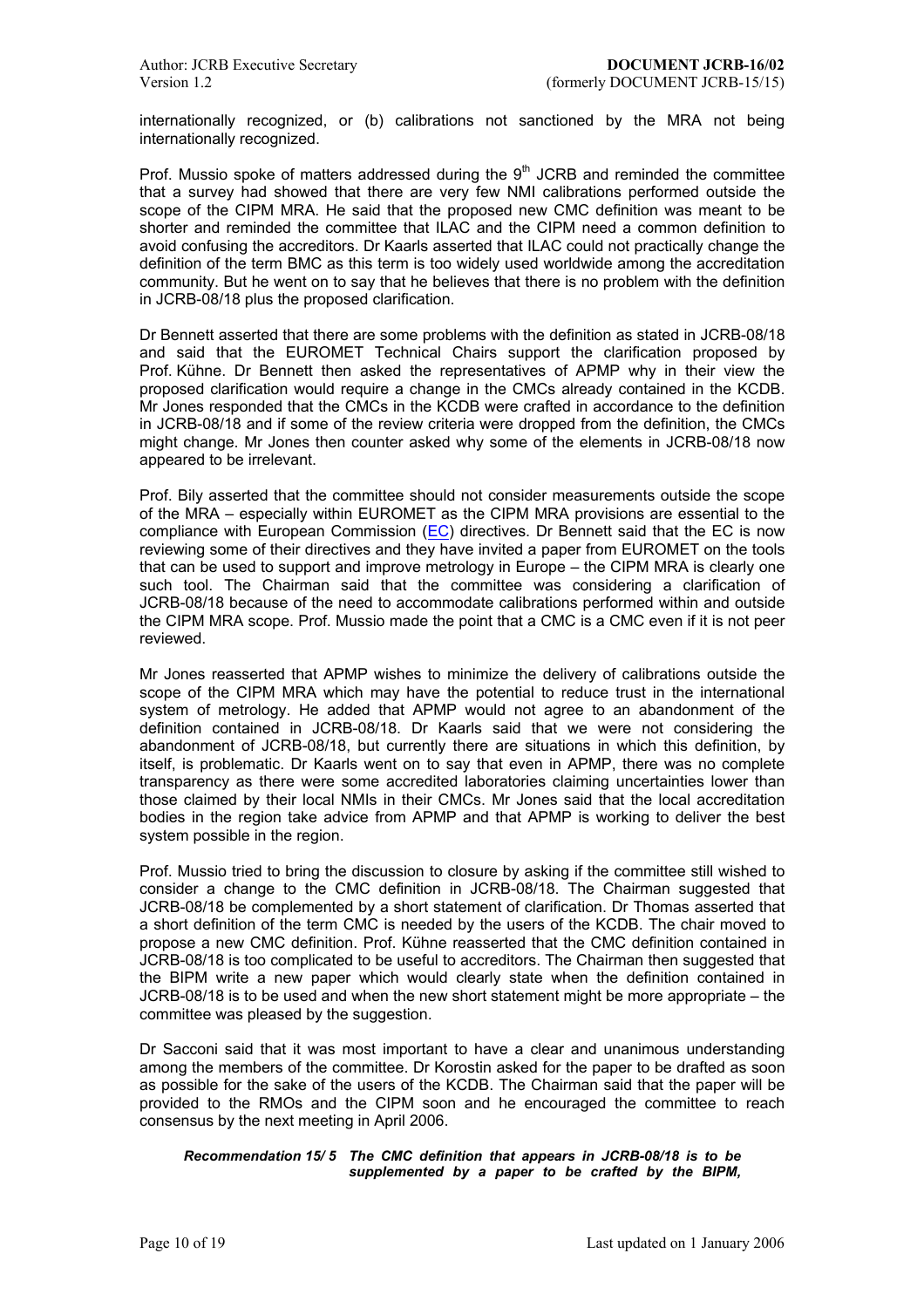internationally recognized, or (b) calibrations not sanctioned by the MRA not being internationally recognized.

Prof. Mussio spoke of matters addressed during the 9th JCRB and reminded the committee that a survey had showed that there are very few NMI calibrations performed outside the scope of the CIPM MRA. He said that the proposed new CMC definition was meant to be shorter and reminded the committee that ILAC and the CIPM need a common definition to avoid confusing the accreditors. Dr Kaarls asserted that ILAC could not practically change the definition of the term BMC as this term is too widely used worldwide among the accreditation community. But he went on to say that he believes that there is no problem with the definition in JCRB-08/18 plus the proposed clarification.

Dr Bennett asserted that there are some problems with the definition as stated in JCRB-08/18 and said that the EUROMET Technical Chairs support the clarification proposed by Prof. Kühne. Dr Bennett then asked the representatives of APMP why in their view the proposed clarification would require a change in the CMCs already contained in the KCDB. Mr Jones responded that the CMCs in the KCDB were crafted in accordance to the definition in JCRB-08/18 and if some of the review criteria were dropped from the definition, the CMCs might change. Mr Jones then counter asked why some of the elements in JCRB-08/18 now appeared to be irrelevant.

Prof. Bily asserted that the committee should not consider measurements outside the scope of the MRA – especially within EUROMET as the CIPM MRA provisions are essential to the compliance with European Commission (EC) directives. Dr Bennett said that the EC is now reviewing some of their directives and they have invited a paper from EUROMET on the tools that can be used to support and improve metrology in Europe – the CIPM MRA is clearly one such tool. The Chairman said that the committee was considering a clarification of JCRB-08/18 because of the need to accommodate calibrations performed within and outside the CIPM MRA scope. Prof. Mussio made the point that a CMC is a CMC even if it is not peer reviewed.

Mr Jones reasserted that APMP wishes to minimize the delivery of calibrations outside the scope of the CIPM MRA which may have the potential to reduce trust in the international system of metrology. He added that APMP would not agree to an abandonment of the definition contained in JCRB-08/18. Dr Kaarls said that we were not considering the abandonment of JCRB-08/18, but currently there are situations in which this definition, by itself, is problematic. Dr Kaarls went on to say that even in APMP, there was no complete transparency as there were some accredited laboratories claiming uncertainties lower than those claimed by their local NMIs in their CMCs. Mr Jones said that the local accreditation bodies in the region take advice from APMP and that APMP is working to deliver the best system possible in the region.

Prof. Mussio tried to bring the discussion to closure by asking if the committee still wished to consider a change to the CMC definition in JCRB-08/18. The Chairman suggested that JCRB-08/18 be complemented by a short statement of clarification. Dr Thomas asserted that a short definition of the term CMC is needed by the users of the KCDB. The chair moved to propose a new CMC definition. Prof. Kühne reasserted that the CMC definition contained in JCRB-08/18 is too complicated to be useful to accreditors. The Chairman then suggested that the BIPM write a new paper which would clearly state when the definition contained in JCRB-08/18 is to be used and when the new short statement might be more appropriate – the committee was pleased by the suggestion.

Dr Sacconi said that it was most important to have a clear and unanimous understanding among the members of the committee. Dr Korostin asked for the paper to be drafted as soon as possible for the sake of the users of the KCDB. The Chairman said that the paper will be provided to the RMOs and the CIPM soon and he encouraged the committee to reach consensus by the next meeting in April 2006.

> ***Recommendation 15/ 5*** ***The CMC definition that appears in JCRB-08/18 is to be supplemented by a paper to be crafted by the BIPM,***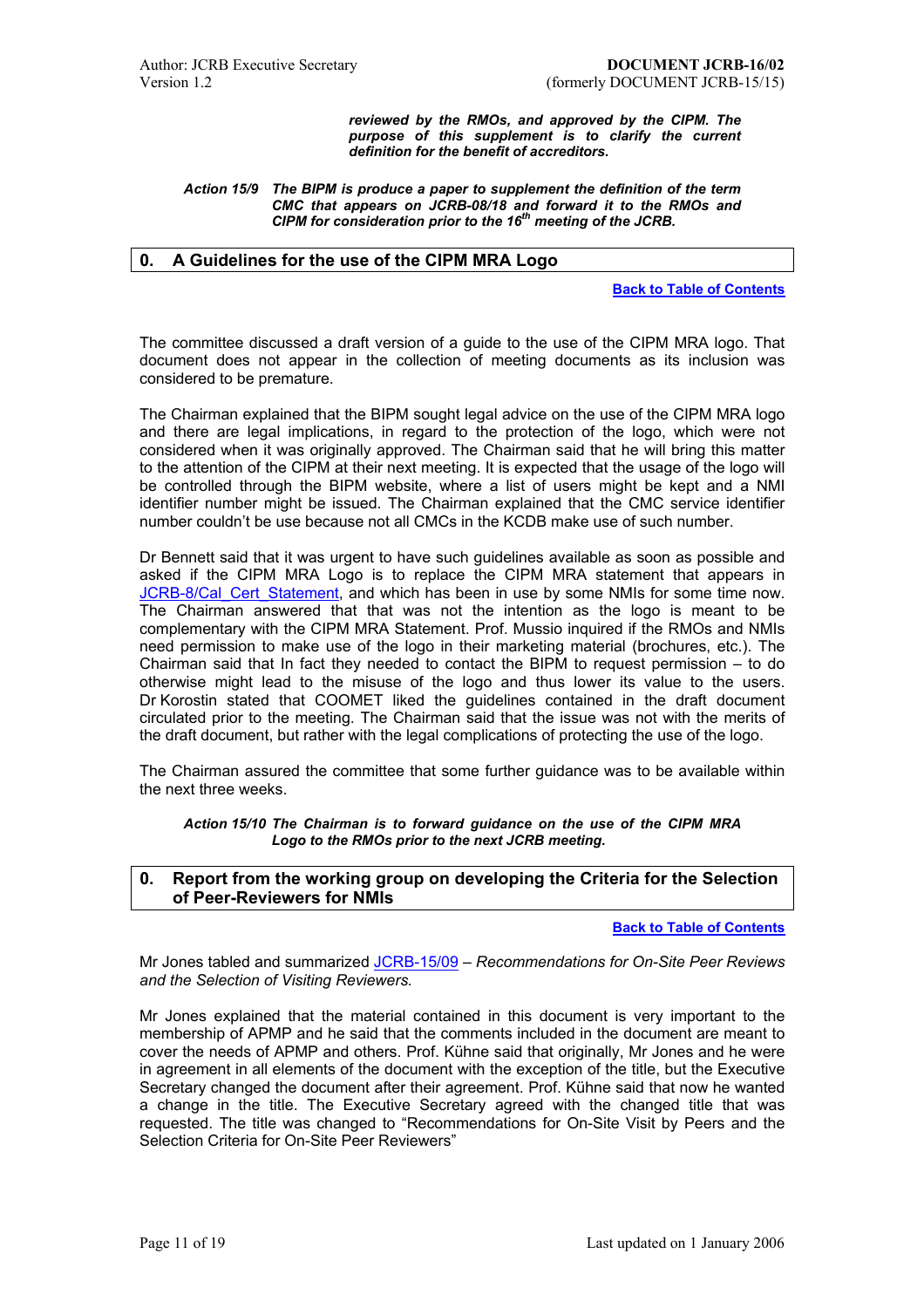***reviewed by the RMOs, and approved by the CIPM. The purpose of this supplement is to clarify the current definition for the benefit of accreditors.***

***Action 15/9 The BIPM is produce a paper to supplement the definition of the term CMC that appears on JCRB-08/18 and forward it to the RMOs and CIPM for consideration prior to the 16th meeting of the JCRB.***

## 0. A Guidelines for the use of the CIPM MRA Logo

**Back to Table of Contents**

The committee discussed a draft version of a guide to the use of the CIPM MRA logo. That document does not appear in the collection of meeting documents as its inclusion was considered to be premature.

The Chairman explained that the BIPM sought legal advice on the use of the CIPM MRA logo and there are legal implications, in regard to the protection of the logo, which were not considered when it was originally approved. The Chairman said that he will bring this matter to the attention of the CIPM at their next meeting. It is expected that the usage of the logo will be controlled through the BIPM website, where a list of users might be kept and a NMI identifier number might be issued. The Chairman explained that the CMC service identifier number couldn't be use because not all CMCs in the KCDB make use of such number.

Dr Bennett said that it was urgent to have such guidelines available as soon as possible and asked if the CIPM MRA Logo is to replace the CIPM MRA statement that appears in JCRB-8/Cal_Cert_Statement, and which has been in use by some NMIs for some time now. The Chairman answered that that was not the intention as the logo is meant to be complementary with the CIPM MRA Statement. Prof. Mussio inquired if the RMOs and NMIs need permission to make use of the logo in their marketing material (brochures, etc.). The Chairman said that In fact they needed to contact the BIPM to request permission – to do otherwise might lead to the misuse of the logo and thus lower its value to the users. Dr Korostin stated that COOMET liked the guidelines contained in the draft document circulated prior to the meeting. The Chairman said that the issue was not with the merits of the draft document, but rather with the legal complications of protecting the use of the logo.

The Chairman assured the committee that some further guidance was to be available within the next three weeks.

***Action 15/10 The Chairman is to forward guidance on the use of the CIPM MRA Logo to the RMOs prior to the next JCRB meeting.***

## 0. Report from the working group on developing the Criteria for the Selection of Peer-Reviewers for NMIs

**Back to Table of Contents**

Mr Jones tabled and summarized JCRB-15/09 – *Recommendations for On-Site Peer Reviews and the Selection of Visiting Reviewers.*

Mr Jones explained that the material contained in this document is very important to the membership of APMP and he said that the comments included in the document are meant to cover the needs of APMP and others. Prof. Kühne said that originally, Mr Jones and he were in agreement in all elements of the document with the exception of the title, but the Executive Secretary changed the document after their agreement. Prof. Kühne said that now he wanted a change in the title. The Executive Secretary agreed with the changed title that was requested. The title was changed to "Recommendations for On-Site Visit by Peers and the Selection Criteria for On-Site Peer Reviewers"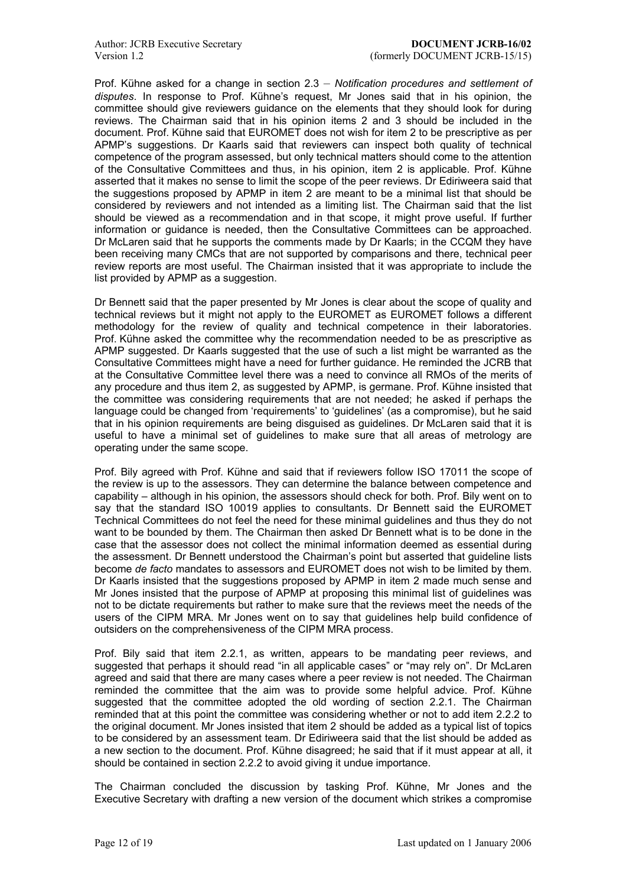Prof. Kühne asked for a change in section 2.3 – *Notification procedures and settlement of disputes*. In response to Prof. Kühne's request, Mr Jones said that in his opinion, the committee should give reviewers guidance on the elements that they should look for during reviews. The Chairman said that in his opinion items 2 and 3 should be included in the document. Prof. Kühne said that EUROMET does not wish for item 2 to be prescriptive as per APMP's suggestions. Dr Kaarls said that reviewers can inspect both quality of technical competence of the program assessed, but only technical matters should come to the attention of the Consultative Committees and thus, in his opinion, item 2 is applicable. Prof. Kühne asserted that it makes no sense to limit the scope of the peer reviews. Dr Ediriweera said that the suggestions proposed by APMP in item 2 are meant to be a minimal list that should be considered by reviewers and not intended as a limiting list. The Chairman said that the list should be viewed as a recommendation and in that scope, it might prove useful. If further information or guidance is needed, then the Consultative Committees can be approached. Dr McLaren said that he supports the comments made by Dr Kaarls; in the CCQM they have been receiving many CMCs that are not supported by comparisons and there, technical peer review reports are most useful. The Chairman insisted that it was appropriate to include the list provided by APMP as a suggestion.

Dr Bennett said that the paper presented by Mr Jones is clear about the scope of quality and technical reviews but it might not apply to the EUROMET as EUROMET follows a different methodology for the review of quality and technical competence in their laboratories. Prof. Kühne asked the committee why the recommendation needed to be as prescriptive as APMP suggested. Dr Kaarls suggested that the use of such a list might be warranted as the Consultative Committees might have a need for further guidance. He reminded the JCRB that at the Consultative Committee level there was a need to convince all RMOs of the merits of any procedure and thus item 2, as suggested by APMP, is germane. Prof. Kühne insisted that the committee was considering requirements that are not needed; he asked if perhaps the language could be changed from 'requirements' to 'guidelines' (as a compromise), but he said that in his opinion requirements are being disguised as guidelines. Dr McLaren said that it is useful to have a minimal set of guidelines to make sure that all areas of metrology are operating under the same scope.

Prof. Bily agreed with Prof. Kühne and said that if reviewers follow ISO 17011 the scope of the review is up to the assessors. They can determine the balance between competence and capability – although in his opinion, the assessors should check for both. Prof. Bily went on to say that the standard ISO 10019 applies to consultants. Dr Bennett said the EUROMET Technical Committees do not feel the need for these minimal guidelines and thus they do not want to be bounded by them. The Chairman then asked Dr Bennett what is to be done in the case that the assessor does not collect the minimal information deemed as essential during the assessment. Dr Bennett understood the Chairman's point but asserted that guideline lists become *de facto* mandates to assessors and EUROMET does not wish to be limited by them. Dr Kaarls insisted that the suggestions proposed by APMP in item 2 made much sense and Mr Jones insisted that the purpose of APMP at proposing this minimal list of guidelines was not to be dictate requirements but rather to make sure that the reviews meet the needs of the users of the CIPM MRA. Mr Jones went on to say that guidelines help build confidence of outsiders on the comprehensiveness of the CIPM MRA process.

Prof. Bily said that item 2.2.1, as written, appears to be mandating peer reviews, and suggested that perhaps it should read "in all applicable cases" or "may rely on". Dr McLaren agreed and said that there are many cases where a peer review is not needed. The Chairman reminded the committee that the aim was to provide some helpful advice. Prof. Kühne suggested that the committee adopted the old wording of section 2.2.1. The Chairman reminded that at this point the committee was considering whether or not to add item 2.2.2 to the original document. Mr Jones insisted that item 2 should be added as a typical list of topics to be considered by an assessment team. Dr Ediriweera said that the list should be added as a new section to the document. Prof. Kühne disagreed; he said that if it must appear at all, it should be contained in section 2.2.2 to avoid giving it undue importance.

The Chairman concluded the discussion by tasking Prof. Kühne, Mr Jones and the Executive Secretary with drafting a new version of the document which strikes a compromise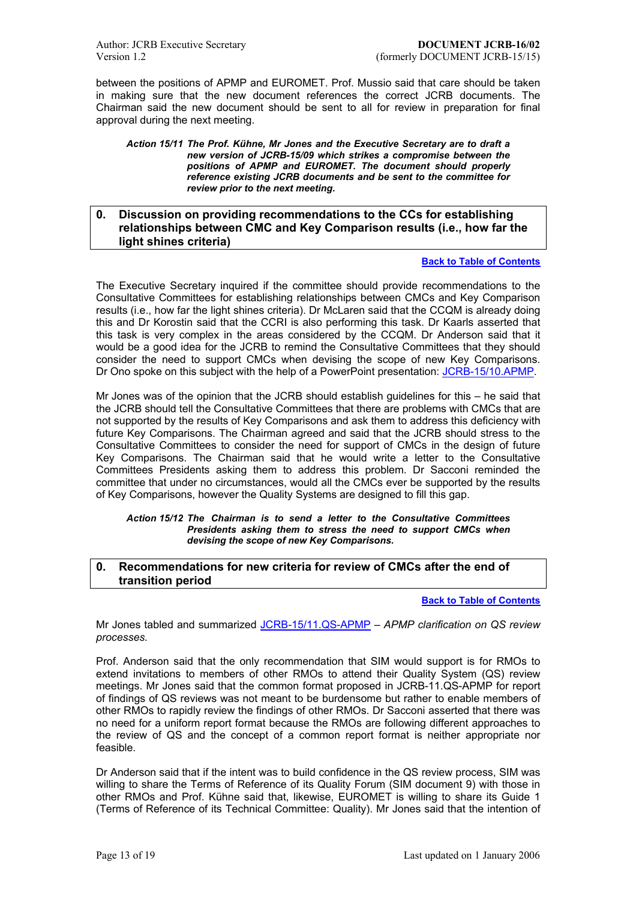between the positions of APMP and EUROMET. Prof. Mussio said that care should be taken in making sure that the new document references the correct JCRB documents. The Chairman said the new document should be sent to all for review in preparation for final approval during the next meeting.

> ***Action 15/11** The Prof. Kühne, Mr Jones and the Executive Secretary are to draft a new version of JCRB-15/09 which strikes a compromise between the positions of APMP and EUROMET. The document should properly reference existing JCRB documents and be sent to the committee for review prior to the next meeting.*

## 0. Discussion on providing recommendations to the CCs for establishing relationships between CMC and Key Comparison results (i.e., how far the light shines criteria)

Back to Table of Contents

The Executive Secretary inquired if the committee should provide recommendations to the Consultative Committees for establishing relationships between CMCs and Key Comparison results (i.e., how far the light shines criteria). Dr McLaren said that the CCQM is already doing this and Dr Korostin said that the CCRI is also performing this task. Dr Kaarls asserted that this task is very complex in the areas considered by the CCQM. Dr Anderson said that it would be a good idea for the JCRB to remind the Consultative Committees that they should consider the need to support CMCs when devising the scope of new Key Comparisons. Dr Ono spoke on this subject with the help of a PowerPoint presentation: JCRB-15/10.APMP.

Mr Jones was of the opinion that the JCRB should establish guidelines for this – he said that the JCRB should tell the Consultative Committees that there are problems with CMCs that are not supported by the results of Key Comparisons and ask them to address this deficiency with future Key Comparisons. The Chairman agreed and said that the JCRB should stress to the Consultative Committees to consider the need for support of CMCs in the design of future Key Comparisons. The Chairman said that he would write a letter to the Consultative Committees Presidents asking them to address this problem. Dr Sacconi reminded the committee that under no circumstances, would all the CMCs ever be supported by the results of Key Comparisons, however the Quality Systems are designed to fill this gap.

> ***Action 15/12** The Chairman is to send a letter to the Consultative Committees Presidents asking them to stress the need to support CMCs when devising the scope of new Key Comparisons.*

## 0. Recommendations for new criteria for review of CMCs after the end of transition period

Back to Table of Contents

Mr Jones tabled and summarized JCRB-15/11.QS-APMP – *APMP clarification on QS review processes.*

Prof. Anderson said that the only recommendation that SIM would support is for RMOs to extend invitations to members of other RMOs to attend their Quality System (QS) review meetings. Mr Jones said that the common format proposed in JCRB-11.QS-APMP for report of findings of QS reviews was not meant to be burdensome but rather to enable members of other RMOs to rapidly review the findings of other RMOs. Dr Sacconi asserted that there was no need for a uniform report format because the RMOs are following different approaches to the review of QS and the concept of a common report format is neither appropriate nor feasible.

Dr Anderson said that if the intent was to build confidence in the QS review process, SIM was willing to share the Terms of Reference of its Quality Forum (SIM document 9) with those in other RMOs and Prof. Kühne said that, likewise, EUROMET is willing to share its Guide 1 (Terms of Reference of its Technical Committee: Quality). Mr Jones said that the intention of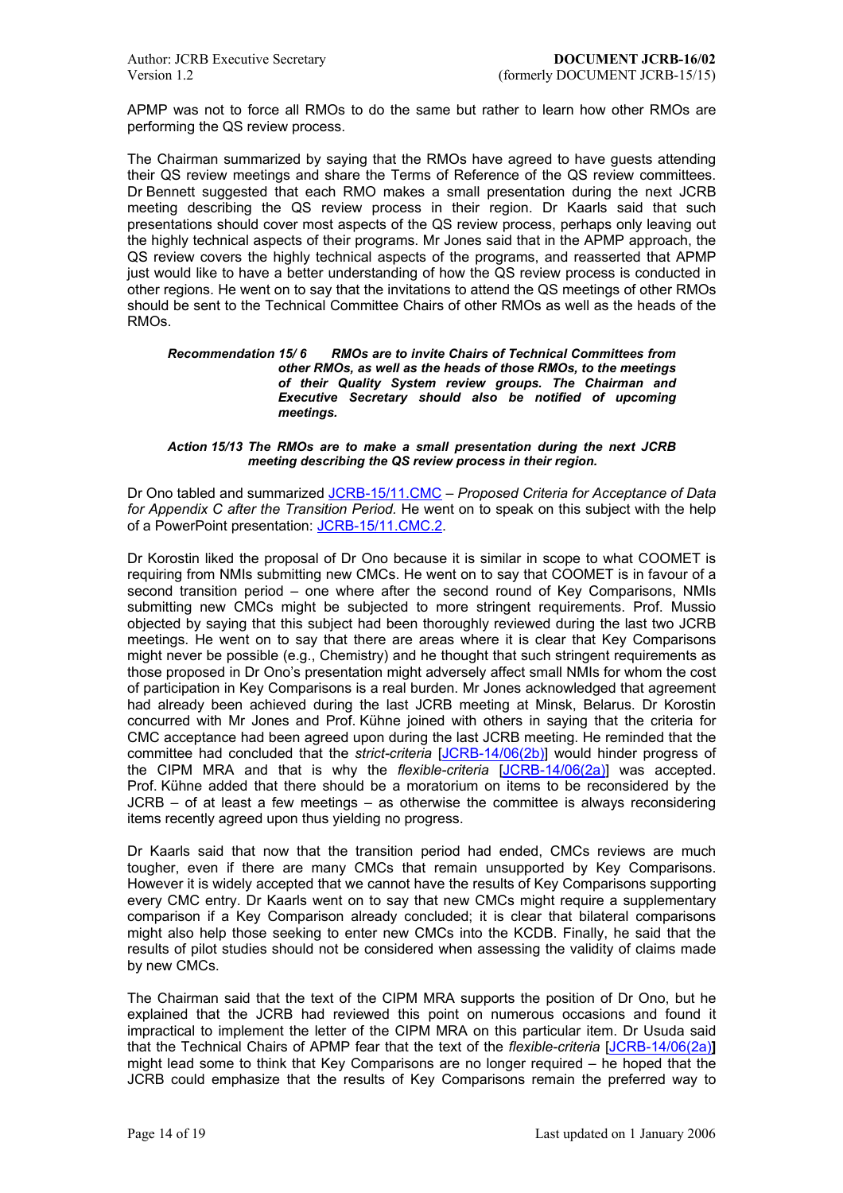APMP was not to force all RMOs to do the same but rather to learn how other RMOs are performing the QS review process.

The Chairman summarized by saying that the RMOs have agreed to have guests attending their QS review meetings and share the Terms of Reference of the QS review committees. Dr Bennett suggested that each RMO makes a small presentation during the next JCRB meeting describing the QS review process in their region. Dr Kaarls said that such presentations should cover most aspects of the QS review process, perhaps only leaving out the highly technical aspects of their programs. Mr Jones said that in the APMP approach, the QS review covers the highly technical aspects of the programs, and reasserted that APMP just would like to have a better understanding of how the QS review process is conducted in other regions. He went on to say that the invitations to attend the QS meetings of other RMOs should be sent to the Technical Committee Chairs of other RMOs as well as the heads of the RMOs.

> ***Recommendation 15/ 6 RMOs are to invite Chairs of Technical Committees from other RMOs, as well as the heads of those RMOs, to the meetings of their Quality System review groups. The Chairman and Executive Secretary should also be notified of upcoming meetings.***

> ***Action 15/13 The RMOs are to make a small presentation during the next JCRB meeting describing the QS review process in their region.***

Dr Ono tabled and summarized JCRB-15/11.CMC – *Proposed Criteria for Acceptance of Data for Appendix C after the Transition Period.* He went on to speak on this subject with the help of a PowerPoint presentation: JCRB-15/11.CMC.2.

Dr Korostin liked the proposal of Dr Ono because it is similar in scope to what COOMET is requiring from NMIs submitting new CMCs. He went on to say that COOMET is in favour of a second transition period – one where after the second round of Key Comparisons, NMIs submitting new CMCs might be subjected to more stringent requirements. Prof. Mussio objected by saying that this subject had been thoroughly reviewed during the last two JCRB meetings. He went on to say that there are areas where it is clear that Key Comparisons might never be possible (e.g., Chemistry) and he thought that such stringent requirements as those proposed in Dr Ono's presentation might adversely affect small NMIs for whom the cost of participation in Key Comparisons is a real burden. Mr Jones acknowledged that agreement had already been achieved during the last JCRB meeting at Minsk, Belarus. Dr Korostin concurred with Mr Jones and Prof. Kühne joined with others in saying that the criteria for CMC acceptance had been agreed upon during the last JCRB meeting. He reminded that the committee had concluded that the *strict-criteria* [JCRB-14/06(2b)] would hinder progress of the CIPM MRA and that is why the *flexible-criteria* [JCRB-14/06(2a)] was accepted. Prof. Kühne added that there should be a moratorium on items to be reconsidered by the JCRB – of at least a few meetings – as otherwise the committee is always reconsidering items recently agreed upon thus yielding no progress.

Dr Kaarls said that now that the transition period had ended, CMCs reviews are much tougher, even if there are many CMCs that remain unsupported by Key Comparisons. However it is widely accepted that we cannot have the results of Key Comparisons supporting every CMC entry. Dr Kaarls went on to say that new CMCs might require a supplementary comparison if a Key Comparison already concluded; it is clear that bilateral comparisons might also help those seeking to enter new CMCs into the KCDB. Finally, he said that the results of pilot studies should not be considered when assessing the validity of claims made by new CMCs.

The Chairman said that the text of the CIPM MRA supports the position of Dr Ono, but he explained that the JCRB had reviewed this point on numerous occasions and found it impractical to implement the letter of the CIPM MRA on this particular item. Dr Usuda said that the Technical Chairs of APMP fear that the text of the *flexible-criteria* [JCRB-14/06(2a)**]** might lead some to think that Key Comparisons are no longer required – he hoped that the JCRB could emphasize that the results of Key Comparisons remain the preferred way to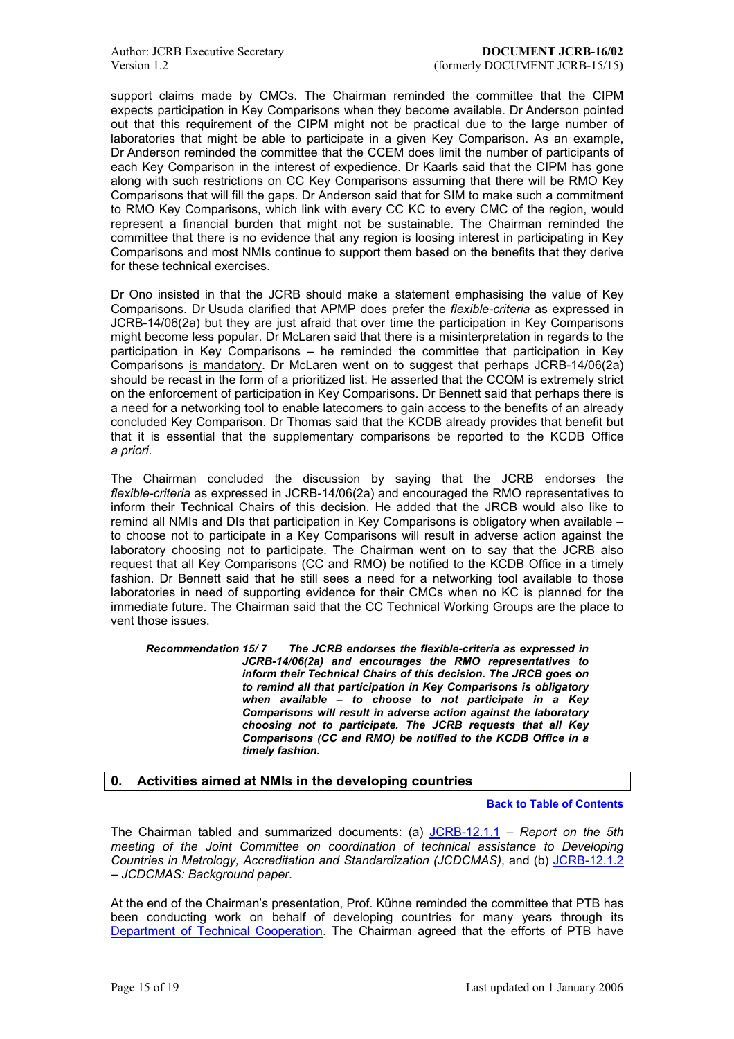support claims made by CMCs. The Chairman reminded the committee that the CIPM expects participation in Key Comparisons when they become available. Dr Anderson pointed out that this requirement of the CIPM might not be practical due to the large number of laboratories that might be able to participate in a given Key Comparison. As an example, Dr Anderson reminded the committee that the CCEM does limit the number of participants of each Key Comparison in the interest of expedience. Dr Kaarls said that the CIPM has gone along with such restrictions on CC Key Comparisons assuming that there will be RMO Key Comparisons that will fill the gaps. Dr Anderson said that for SIM to make such a commitment to RMO Key Comparisons, which link with every CC KC to every CMC of the region, would represent a financial burden that might not be sustainable. The Chairman reminded the committee that there is no evidence that any region is loosing interest in participating in Key Comparisons and most NMIs continue to support them based on the benefits that they derive for these technical exercises.

Dr Ono insisted in that the JCRB should make a statement emphasising the value of Key Comparisons. Dr Usuda clarified that APMP does prefer the *flexible-criteria* as expressed in JCRB-14/06(2a) but they are just afraid that over time the participation in Key Comparisons might become less popular. Dr McLaren said that there is a misinterpretation in regards to the participation in Key Comparisons – he reminded the committee that participation in Key Comparisons is mandatory. Dr McLaren went on to suggest that perhaps JCRB-14/06(2a) should be recast in the form of a prioritized list. He asserted that the CCQM is extremely strict on the enforcement of participation in Key Comparisons. Dr Bennett said that perhaps there is a need for a networking tool to enable latecomers to gain access to the benefits of an already concluded Key Comparison. Dr Thomas said that the KCDB already provides that benefit but that it is essential that the supplementary comparisons be reported to the KCDB Office *a priori*.

The Chairman concluded the discussion by saying that the JCRB endorses the *flexible-criteria* as expressed in JCRB-14/06(2a) and encouraged the RMO representatives to inform their Technical Chairs of this decision. He added that the JRCB would also like to remind all NMIs and DIs that participation in Key Comparisons is obligatory when available – to choose not to participate in a Key Comparisons will result in adverse action against the laboratory choosing not to participate. The Chairman went on to say that the JCRB also request that all Key Comparisons (CC and RMO) be notified to the KCDB Office in a timely fashion. Dr Bennett said that he still sees a need for a networking tool available to those laboratories in need of supporting evidence for their CMCs when no KC is planned for the immediate future. The Chairman said that the CC Technical Working Groups are the place to vent those issues.

> ***Recommendation 15/ 7*** ***The JCRB endorses the flexible-criteria as expressed in JCRB-14/06(2a) and encourages the RMO representatives to inform their Technical Chairs of this decision. The JRCB goes on to remind all that participation in Key Comparisons is obligatory when available – to choose to not participate in a Key Comparisons will result in adverse action against the laboratory choosing not to participate. The JCRB requests that all Key Comparisons (CC and RMO) be notified to the KCDB Office in a timely fashion.***

## 0. Activities aimed at NMIs in the developing countries

**Back to Table of Contents**

The Chairman tabled and summarized documents: (a) JCRB-12.1.1 – *Report on the 5th meeting of the Joint Committee on coordination of technical assistance to Developing Countries in Metrology, Accreditation and Standardization (JCDCMAS)*, and (b) JCRB-12.1.2 – *JCDCMAS: Background paper*.

At the end of the Chairman's presentation, Prof. Kühne reminded the committee that PTB has been conducting work on behalf of developing countries for many years through its Department of Technical Cooperation. The Chairman agreed that the efforts of PTB have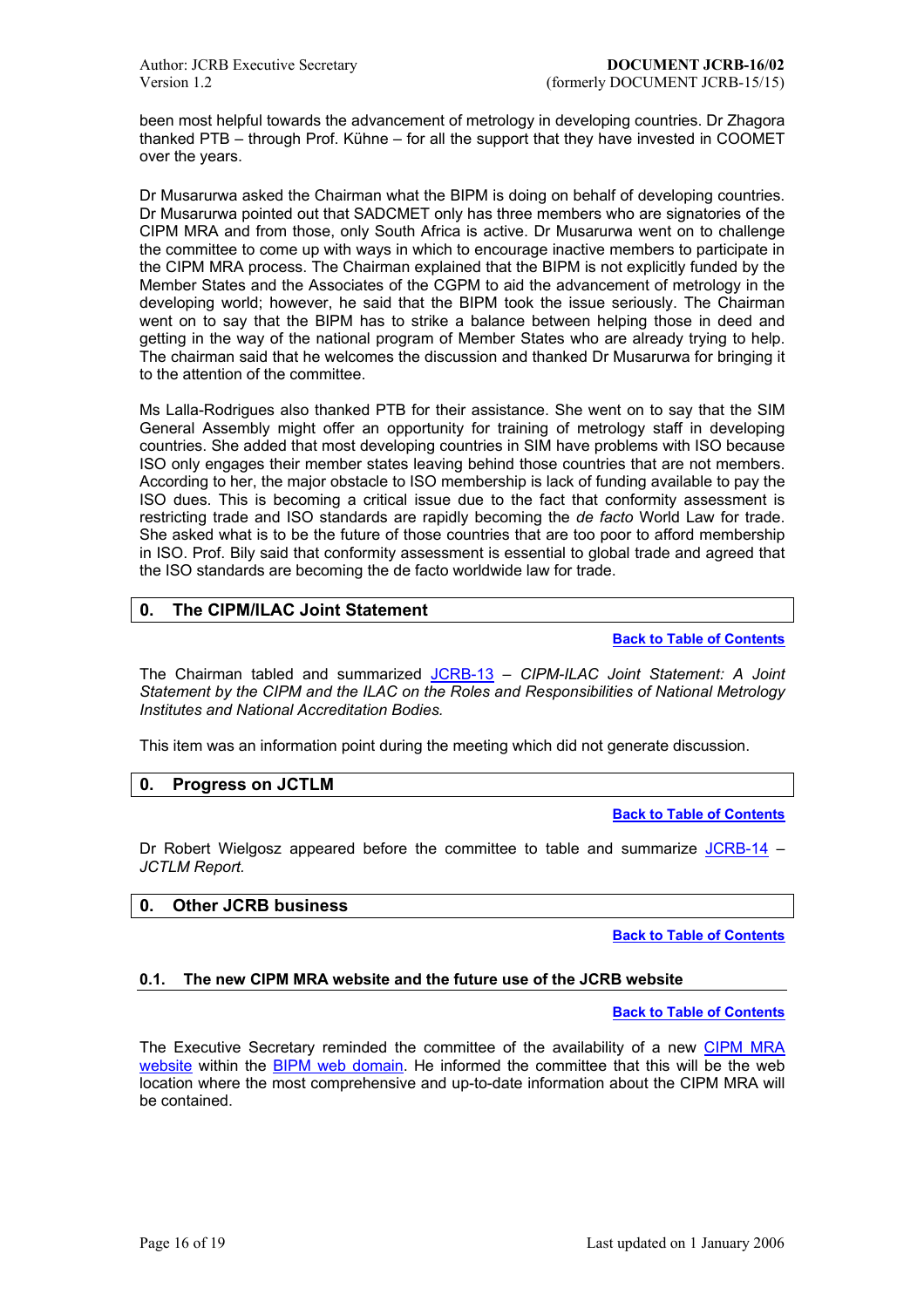been most helpful towards the advancement of metrology in developing countries. Dr Zhagora thanked PTB – through Prof. Kühne – for all the support that they have invested in COOMET over the years.

Dr Musarurwa asked the Chairman what the BIPM is doing on behalf of developing countries. Dr Musarurwa pointed out that SADCMET only has three members who are signatories of the CIPM MRA and from those, only South Africa is active. Dr Musarurwa went on to challenge the committee to come up with ways in which to encourage inactive members to participate in the CIPM MRA process. The Chairman explained that the BIPM is not explicitly funded by the Member States and the Associates of the CGPM to aid the advancement of metrology in the developing world; however, he said that the BIPM took the issue seriously. The Chairman went on to say that the BIPM has to strike a balance between helping those in deed and getting in the way of the national program of Member States who are already trying to help. The chairman said that he welcomes the discussion and thanked Dr Musarurwa for bringing it to the attention of the committee.

Ms Lalla-Rodrigues also thanked PTB for their assistance. She went on to say that the SIM General Assembly might offer an opportunity for training of metrology staff in developing countries. She added that most developing countries in SIM have problems with ISO because ISO only engages their member states leaving behind those countries that are not members. According to her, the major obstacle to ISO membership is lack of funding available to pay the ISO dues. This is becoming a critical issue due to the fact that conformity assessment is restricting trade and ISO standards are rapidly becoming the *de facto* World Law for trade. She asked what is to be the future of those countries that are too poor to afford membership in ISO. Prof. Bily said that conformity assessment is essential to global trade and agreed that the ISO standards are becoming the de facto worldwide law for trade.

## 0. The CIPM/ILAC Joint Statement

**Back to Table of Contents**

The Chairman tabled and summarized JCRB-13 – *CIPM-ILAC Joint Statement: A Joint Statement by the CIPM and the ILAC on the Roles and Responsibilities of National Metrology Institutes and National Accreditation Bodies.*

This item was an information point during the meeting which did not generate discussion.

## 0. Progress on JCTLM

**Back to Table of Contents**

Dr Robert Wielgosz appeared before the committee to table and summarize JCRB-14 – *JCTLM Report.*

## 0. Other JCRB business

**Back to Table of Contents**

### 0.1. The new CIPM MRA website and the future use of the JCRB website

**Back to Table of Contents**

The Executive Secretary reminded the committee of the availability of a new CIPM MRA website within the BIPM web domain. He informed the committee that this will be the web location where the most comprehensive and up-to-date information about the CIPM MRA will be contained.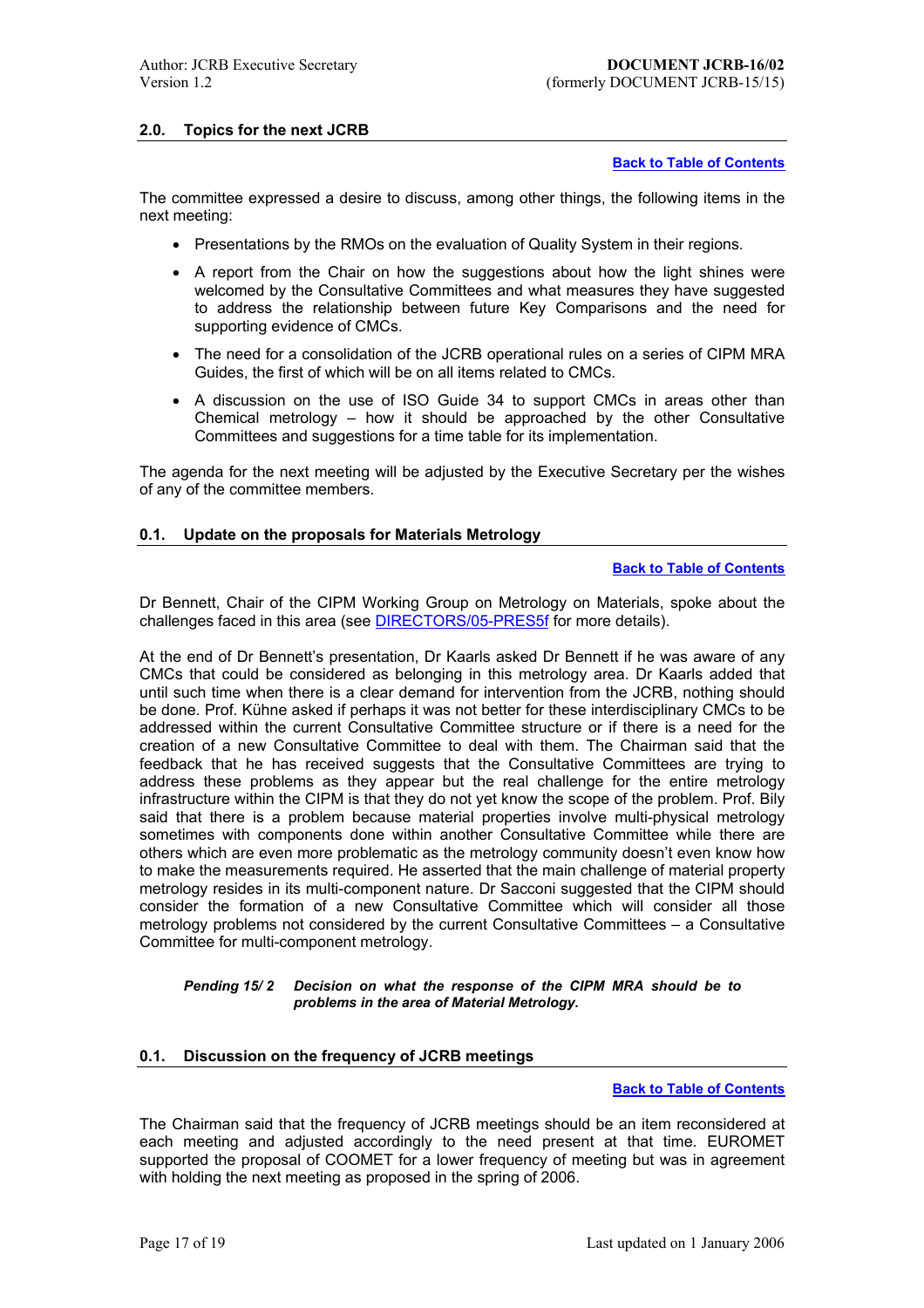## 2.0. Topics for the next JCRB

**Back to Table of Contents**

The committee expressed a desire to discuss, among other things, the following items in the next meeting:

- Presentations by the RMOs on the evaluation of Quality System in their regions.
- A report from the Chair on how the suggestions about how the light shines were welcomed by the Consultative Committees and what measures they have suggested to address the relationship between future Key Comparisons and the need for supporting evidence of CMCs.
- The need for a consolidation of the JCRB operational rules on a series of CIPM MRA Guides, the first of which will be on all items related to CMCs.
- A discussion on the use of ISO Guide 34 to support CMCs in areas other than Chemical metrology – how it should be approached by the other Consultative Committees and suggestions for a time table for its implementation.

The agenda for the next meeting will be adjusted by the Executive Secretary per the wishes of any of the committee members.

## 0.1. Update on the proposals for Materials Metrology

**Back to Table of Contents**

Dr Bennett, Chair of the CIPM Working Group on Metrology on Materials, spoke about the challenges faced in this area (see DIRECTORS/05-PRES5f for more details).

At the end of Dr Bennett's presentation, Dr Kaarls asked Dr Bennett if he was aware of any CMCs that could be considered as belonging in this metrology area. Dr Kaarls added that until such time when there is a clear demand for intervention from the JCRB, nothing should be done. Prof. Kühne asked if perhaps it was not better for these interdisciplinary CMCs to be addressed within the current Consultative Committee structure or if there is a need for the creation of a new Consultative Committee to deal with them. The Chairman said that the feedback that he has received suggests that the Consultative Committees are trying to address these problems as they appear but the real challenge for the entire metrology infrastructure within the CIPM is that they do not yet know the scope of the problem. Prof. Bily said that there is a problem because material properties involve multi-physical metrology sometimes with components done within another Consultative Committee while there are others which are even more problematic as the metrology community doesn't even know how to make the measurements required. He asserted that the main challenge of material property metrology resides in its multi-component nature. Dr Sacconi suggested that the CIPM should consider the formation of a new Consultative Committee which will consider all those metrology problems not considered by the current Consultative Committees – a Consultative Committee for multi-component metrology.

> ***Pending 15/ 2** **Decision on what the response of the CIPM MRA should be to problems in the area of Material Metrology.***

## 0.1. Discussion on the frequency of JCRB meetings

**Back to Table of Contents**

The Chairman said that the frequency of JCRB meetings should be an item reconsidered at each meeting and adjusted accordingly to the need present at that time. EUROMET supported the proposal of COOMET for a lower frequency of meeting but was in agreement with holding the next meeting as proposed in the spring of 2006.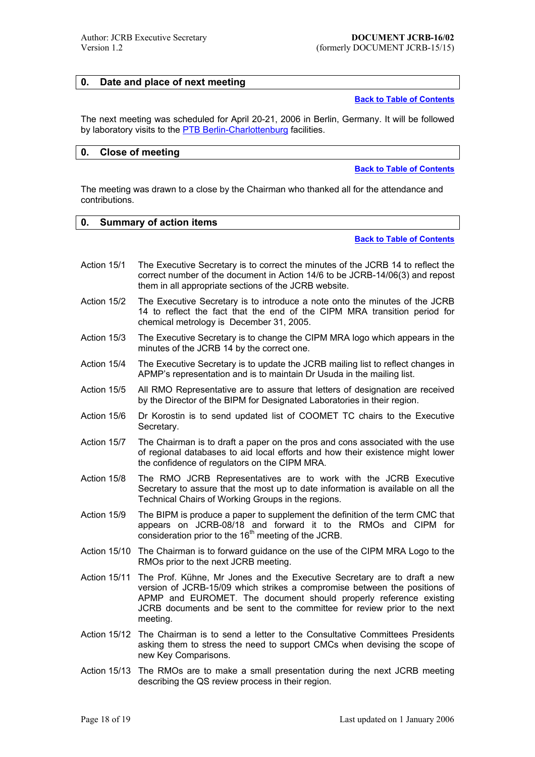## 0. Date and place of next meeting

[Back to Table of Contents]

The next meeting was scheduled for April 20-21, 2006 in Berlin, Germany. It will be followed by laboratory visits to the PTB Berlin-Charlottenburg facilities.

## 0. Close of meeting

[Back to Table of Contents]

The meeting was drawn to a close by the Chairman who thanked all for the attendance and contributions.

## 0. Summary of action items

[Back to Table of Contents]

Action 15/1 The Executive Secretary is to correct the minutes of the JCRB 14 to reflect the correct number of the document in Action 14/6 to be JCRB-14/06(3) and repost them in all appropriate sections of the JCRB website.

Action 15/2 The Executive Secretary is to introduce a note onto the minutes of the JCRB 14 to reflect the fact that the end of the CIPM MRA transition period for chemical metrology is December 31, 2005.

Action 15/3 The Executive Secretary is to change the CIPM MRA logo which appears in the minutes of the JCRB 14 by the correct one.

Action 15/4 The Executive Secretary is to update the JCRB mailing list to reflect changes in APMP's representation and is to maintain Dr Usuda in the mailing list.

Action 15/5 All RMO Representative are to assure that letters of designation are received by the Director of the BIPM for Designated Laboratories in their region.

Action 15/6 Dr Korostin is to send updated list of COOMET TC chairs to the Executive Secretary.

Action 15/7 The Chairman is to draft a paper on the pros and cons associated with the use of regional databases to aid local efforts and how their existence might lower the confidence of regulators on the CIPM MRA.

Action 15/8 The RMO JCRB Representatives are to work with the JCRB Executive Secretary to assure that the most up to date information is available on all the Technical Chairs of Working Groups in the regions.

Action 15/9 The BIPM is produce a paper to supplement the definition of the term CMC that appears on JCRB-08/18 and forward it to the RMOs and CIPM for consideration prior to the 16th meeting of the JCRB.

Action 15/10 The Chairman is to forward guidance on the use of the CIPM MRA Logo to the RMOs prior to the next JCRB meeting.

Action 15/11 The Prof. Kühne, Mr Jones and the Executive Secretary are to draft a new version of JCRB-15/09 which strikes a compromise between the positions of APMP and EUROMET. The document should properly reference existing JCRB documents and be sent to the committee for review prior to the next meeting.

Action 15/12 The Chairman is to send a letter to the Consultative Committees Presidents asking them to stress the need to support CMCs when devising the scope of new Key Comparisons.

Action 15/13 The RMOs are to make a small presentation during the next JCRB meeting describing the QS review process in their region.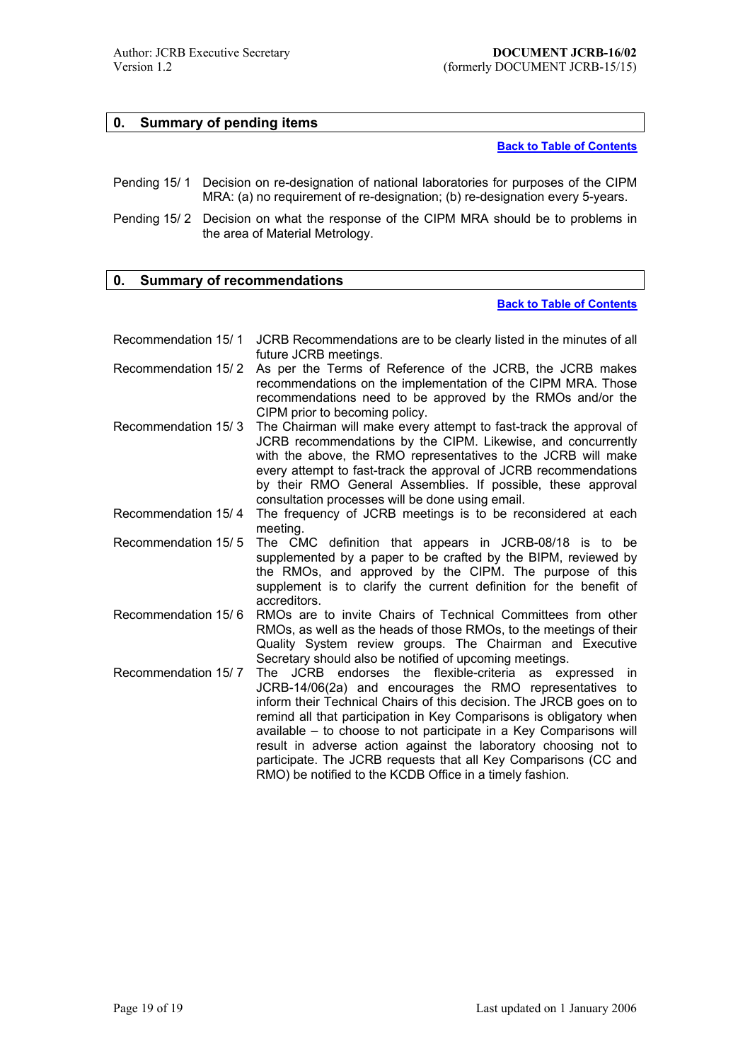## 0. Summary of pending items

[Back to Table of Contents]

Pending 15/ 1 Decision on re-designation of national laboratories for purposes of the CIPM MRA: (a) no requirement of re-designation; (b) re-designation every 5-years.

Pending 15/ 2 Decision on what the response of the CIPM MRA should be to problems in the area of Material Metrology.

## 0. Summary of recommendations

[Back to Table of Contents]

| | |
|---|---|
| Recommendation 15/ 1 | JCRB Recommendations are to be clearly listed in the minutes of all future JCRB meetings. |
| Recommendation 15/ 2 | As per the Terms of Reference of the JCRB, the JCRB makes recommendations on the implementation of the CIPM MRA. Those recommendations need to be approved by the RMOs and/or the CIPM prior to becoming policy. |
| Recommendation 15/ 3 | The Chairman will make every attempt to fast-track the approval of JCRB recommendations by the CIPM. Likewise, and concurrently with the above, the RMO representatives to the JCRB will make every attempt to fast-track the approval of JCRB recommendations by their RMO General Assemblies. If possible, these approval consultation processes will be done using email. |
| Recommendation 15/ 4 | The frequency of JCRB meetings is to be reconsidered at each meeting. |
| Recommendation 15/ 5 | The CMC definition that appears in JCRB-08/18 is to be supplemented by a paper to be crafted by the BIPM, reviewed by the RMOs, and approved by the CIPM. The purpose of this supplement is to clarify the current definition for the benefit of accreditors. |
| Recommendation 15/ 6 | RMOs are to invite Chairs of Technical Committees from other RMOs, as well as the heads of those RMOs, to the meetings of their Quality System review groups. The Chairman and Executive Secretary should also be notified of upcoming meetings. |
| Recommendation 15/ 7 | The JCRB endorses the flexible-criteria as expressed in JCRB-14/06(2a) and encourages the RMO representatives to inform their Technical Chairs of this decision. The JRCB goes on to remind all that participation in Key Comparisons is obligatory when available – to choose to not participate in a Key Comparisons will result in adverse action against the laboratory choosing not to participate. The JCRB requests that all Key Comparisons (CC and RMO) be notified to the KCDB Office in a timely fashion. |